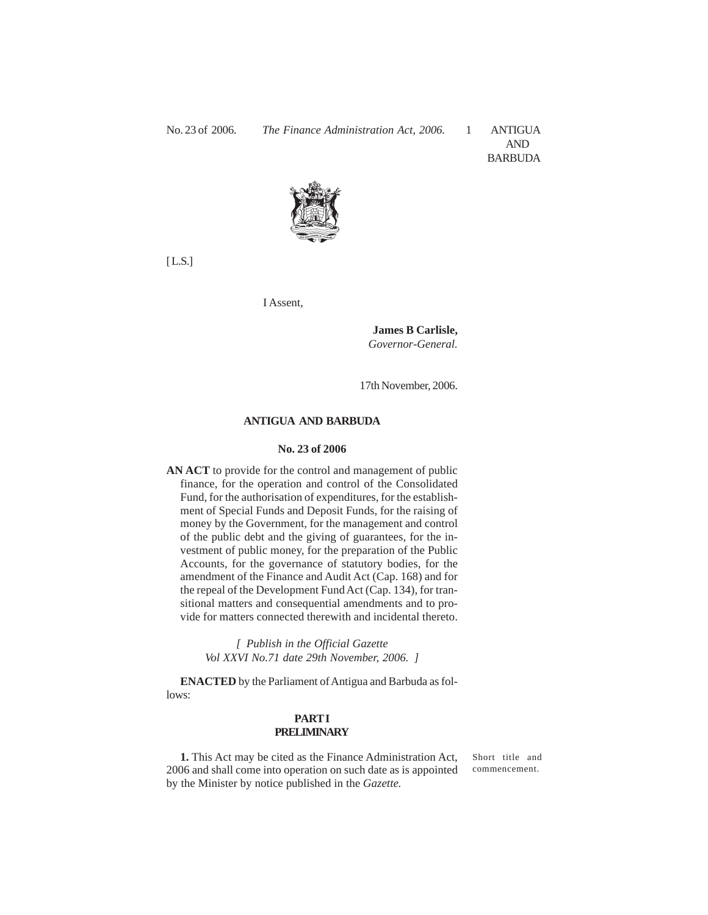[ L.S.]

I Assent,

**James B Carlisle,**
*Governor-General.*

17th November, 2006.

**ANTIGUA AND BARBUDA**

**No. 23 of 2006**

**AN ACT** to provide for the control and management of public finance, for the operation and control of the Consolidated Fund, for the authorisation of expenditures, for the establishment of Special Funds and Deposit Funds, for the raising of money by the Government, for the management and control of the public debt and the giving of guarantees, for the investment of public money, for the preparation of the Public Accounts, for the governance of statutory bodies, for the amendment of the Finance and Audit Act (Cap. 168) and for the repeal of the Development Fund Act (Cap. 134), for transitional matters and consequential amendments and to provide for matters connected therewith and incidental thereto.

*[ Publish in the Official Gazette Vol XXVI No.71 date 29th November, 2006. ]*

**ENACTED** by the Parliament of Antigua and Barbuda as follows:

## PART I
## PRELIMINARY

Short title and commencement.

**1.** This Act may be cited as the Finance Administration Act, 2006 and shall come into operation on such date as is appointed by the Minister by notice published in the *Gazette.*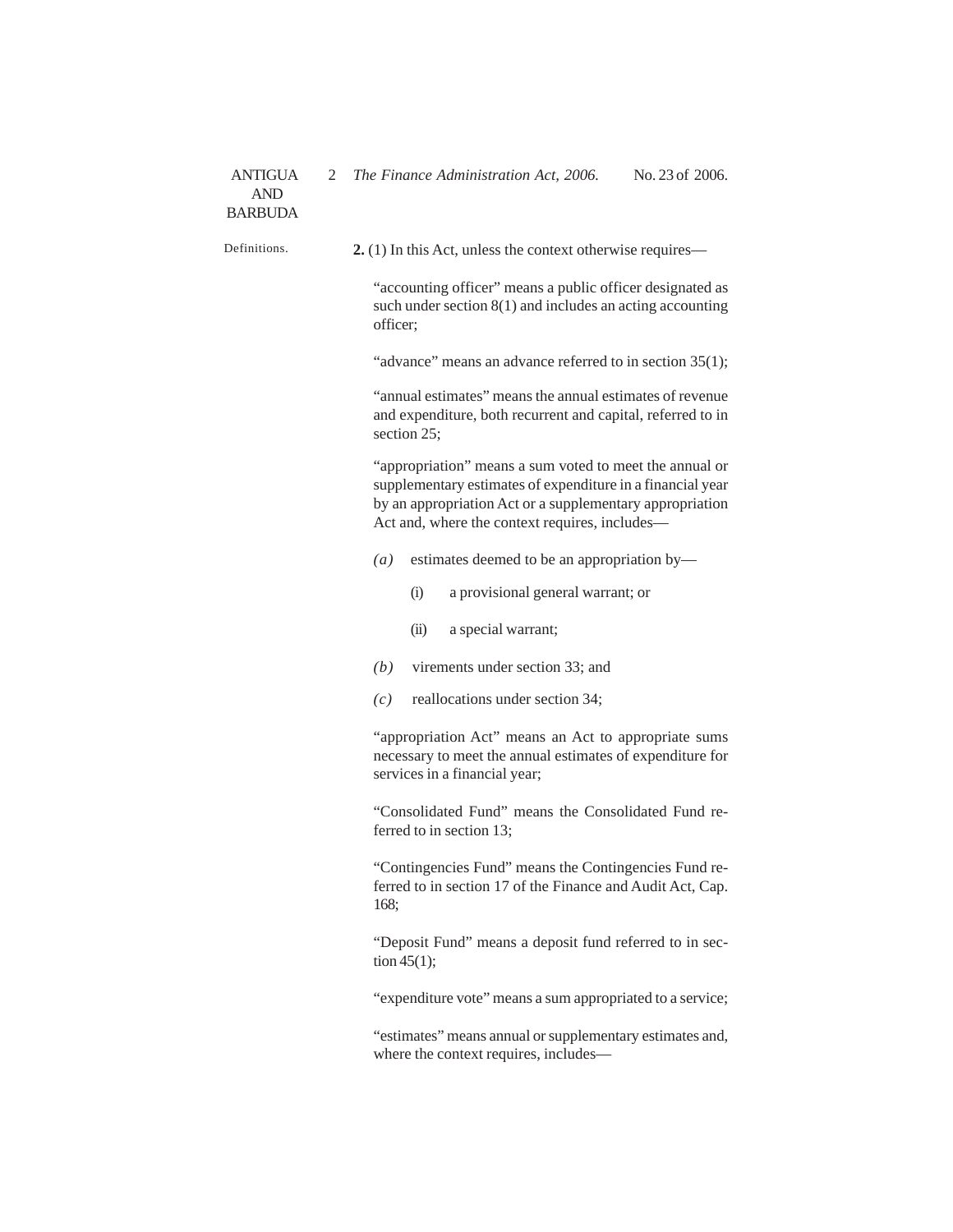Definitions.

**2.** (1) In this Act, unless the context otherwise requires—

"accounting officer" means a public officer designated as such under section 8(1) and includes an acting accounting officer;

"advance" means an advance referred to in section 35(1);

"annual estimates" means the annual estimates of revenue and expenditure, both recurrent and capital, referred to in section 25;

"appropriation" means a sum voted to meet the annual or supplementary estimates of expenditure in a financial year by an appropriation Act or a supplementary appropriation Act and, where the context requires, includes—

*(a)* estimates deemed to be an appropriation by—

(i) a provisional general warrant; or

(ii) a special warrant;

*(b)* virements under section 33; and

*(c)* reallocations under section 34;

"appropriation Act" means an Act to appropriate sums necessary to meet the annual estimates of expenditure for services in a financial year;

"Consolidated Fund" means the Consolidated Fund referred to in section 13;

"Contingencies Fund" means the Contingencies Fund referred to in section 17 of the Finance and Audit Act, Cap. 168;

"Deposit Fund" means a deposit fund referred to in section 45(1);

"expenditure vote" means a sum appropriated to a service;

"estimates" means annual or supplementary estimates and, where the context requires, includes—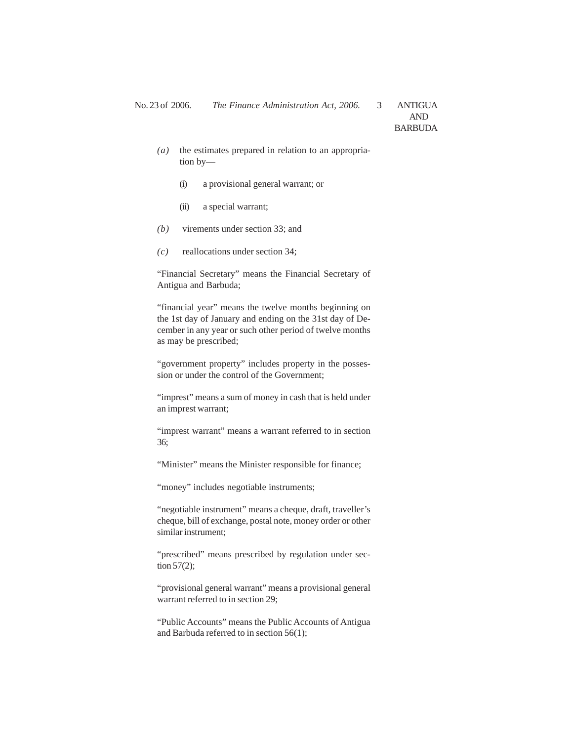*(a)* the estimates prepared in relation to an appropriation by—

(i) a provisional general warrant; or

(ii) a special warrant;

*(b)* virements under section 33; and

*(c)* reallocations under section 34;

"Financial Secretary" means the Financial Secretary of Antigua and Barbuda;

"financial year" means the twelve months beginning on the 1st day of January and ending on the 31st day of December in any year or such other period of twelve months as may be prescribed;

"government property" includes property in the possession or under the control of the Government;

"imprest" means a sum of money in cash that is held under an imprest warrant;

"imprest warrant" means a warrant referred to in section 36;

"Minister" means the Minister responsible for finance;

"money" includes negotiable instruments;

"negotiable instrument" means a cheque, draft, traveller's cheque, bill of exchange, postal note, money order or other similar instrument;

"prescribed" means prescribed by regulation under section 57(2);

"provisional general warrant" means a provisional general warrant referred to in section 29;

"Public Accounts" means the Public Accounts of Antigua and Barbuda referred to in section 56(1);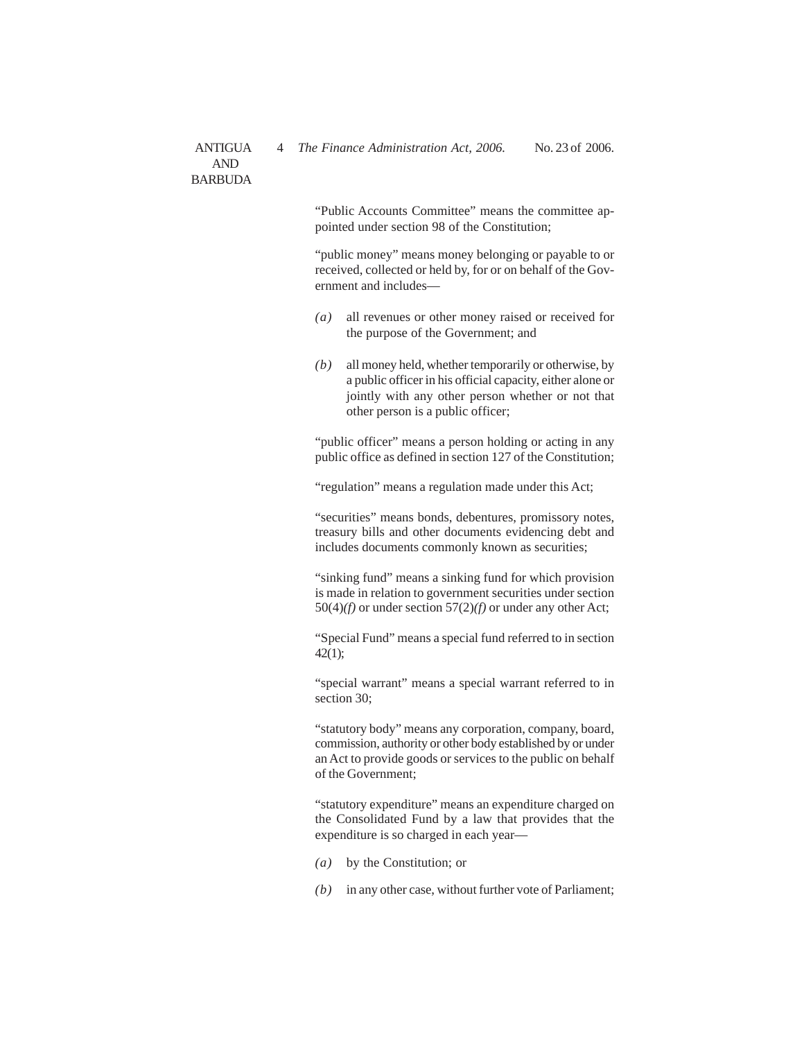"Public Accounts Committee" means the committee appointed under section 98 of the Constitution;

"public money" means money belonging or payable to or received, collected or held by, for or on behalf of the Government and includes—

*(a)* all revenues or other money raised or received for the purpose of the Government; and

*(b)* all money held, whether temporarily or otherwise, by a public officer in his official capacity, either alone or jointly with any other person whether or not that other person is a public officer;

"public officer" means a person holding or acting in any public office as defined in section 127 of the Constitution;

"regulation" means a regulation made under this Act;

"securities" means bonds, debentures, promissory notes, treasury bills and other documents evidencing debt and includes documents commonly known as securities;

"sinking fund" means a sinking fund for which provision is made in relation to government securities under section 50(4)*(f)* or under section 57(2)*(f)* or under any other Act;

"Special Fund" means a special fund referred to in section 42(1);

"special warrant" means a special warrant referred to in section 30;

"statutory body" means any corporation, company, board, commission, authority or other body established by or under an Act to provide goods or services to the public on behalf of the Government;

"statutory expenditure" means an expenditure charged on the Consolidated Fund by a law that provides that the expenditure is so charged in each year—

*(a)* by the Constitution; or

*(b)* in any other case, without further vote of Parliament;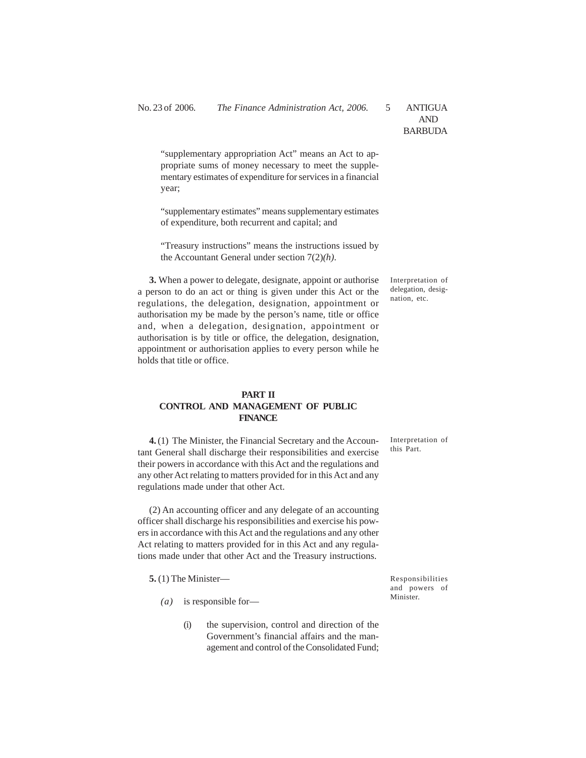"supplementary appropriation Act" means an Act to appropriate sums of money necessary to meet the supplementary estimates of expenditure for services in a financial year;

"supplementary estimates" means supplementary estimates of expenditure, both recurrent and capital; and

"Treasury instructions" means the instructions issued by the Accountant General under section 7(2)*(h)*.

Interpretation of delegation, designation, etc.

**3.** When a power to delegate, designate, appoint or authorise a person to do an act or thing is given under this Act or the regulations, the delegation, designation, appointment or authorisation my be made by the person's name, title or office and, when a delegation, designation, appointment or authorisation is by title or office, the delegation, designation, appointment or authorisation applies to every person while he holds that title or office.

## PART II
## CONTROL AND MANAGEMENT OF PUBLIC FINANCE

Interpretation of this Part.

**4.** (1) The Minister, the Financial Secretary and the Accountant General shall discharge their responsibilities and exercise their powers in accordance with this Act and the regulations and any other Act relating to matters provided for in this Act and any regulations made under that other Act.

(2) An accounting officer and any delegate of an accounting officer shall discharge his responsibilities and exercise his powers in accordance with this Act and the regulations and any other Act relating to matters provided for in this Act and any regulations made under that other Act and the Treasury instructions.

Responsibilities and powers of Minister.

**5.** (1) The Minister—

*(a)* is responsible for—

(i) the supervision, control and direction of the Government's financial affairs and the management and control of the Consolidated Fund;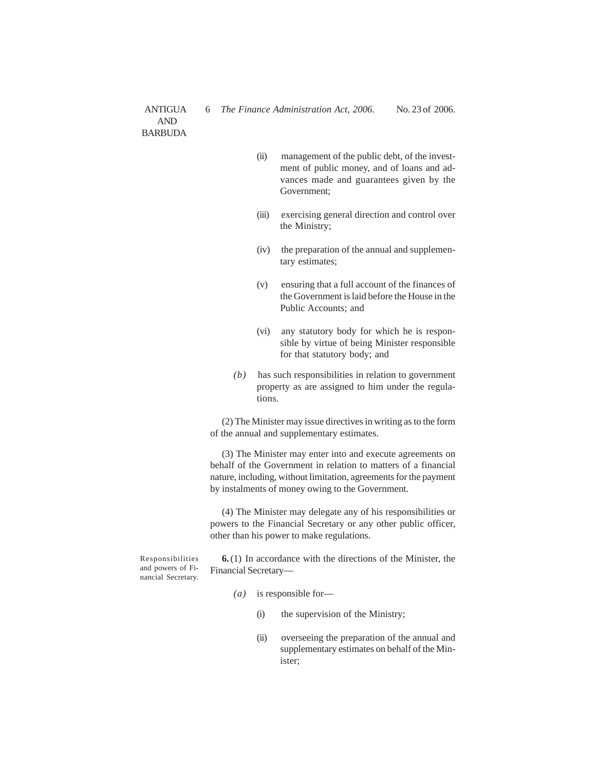(ii) management of the public debt, of the investment of public money, and of loans and advances made and guarantees given by the Government;

(iii) exercising general direction and control over the Ministry;

(iv) the preparation of the annual and supplementary estimates;

(v) ensuring that a full account of the finances of the Government is laid before the House in the Public Accounts; and

(vi) any statutory body for which he is responsible by virtue of being Minister responsible for that statutory body; and

*(b)* has such responsibilities in relation to government property as are assigned to him under the regulations.

(2) The Minister may issue directives in writing as to the form of the annual and supplementary estimates.

(3) The Minister may enter into and execute agreements on behalf of the Government in relation to matters of a financial nature, including, without limitation, agreements for the payment by instalments of money owing to the Government.

(4) The Minister may delegate any of his responsibilities or powers to the Financial Secretary or any other public officer, other than his power to make regulations.

Responsibilities and powers of Financial Secretary.

**6.** (1) In accordance with the directions of the Minister, the Financial Secretary—

*(a)* is responsible for—

(i) the supervision of the Ministry;

(ii) overseeing the preparation of the annual and supplementary estimates on behalf of the Minister;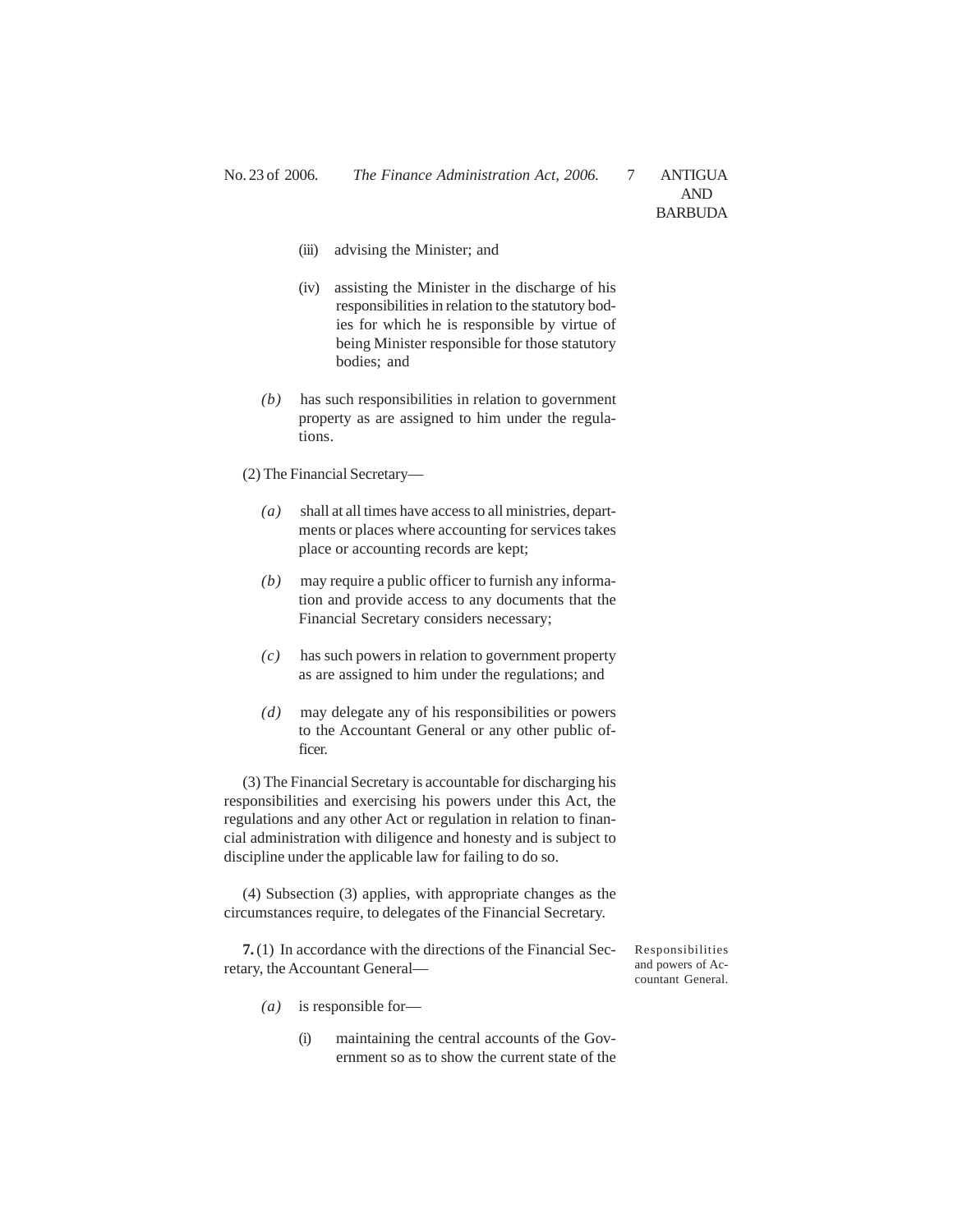(iii) advising the Minister; and

(iv) assisting the Minister in the discharge of his responsibilities in relation to the statutory bodies for which he is responsible by virtue of being Minister responsible for those statutory bodies; and

*(b)* has such responsibilities in relation to government property as are assigned to him under the regulations.

(2) The Financial Secretary—

*(a)* shall at all times have access to all ministries, departments or places where accounting for services takes place or accounting records are kept;

*(b)* may require a public officer to furnish any information and provide access to any documents that the Financial Secretary considers necessary;

*(c)* has such powers in relation to government property as are assigned to him under the regulations; and

*(d)* may delegate any of his responsibilities or powers to the Accountant General or any other public officer.

(3) The Financial Secretary is accountable for discharging his responsibilities and exercising his powers under this Act, the regulations and any other Act or regulation in relation to financial administration with diligence and honesty and is subject to discipline under the applicable law for failing to do so.

(4) Subsection (3) applies, with appropriate changes as the circumstances require, to delegates of the Financial Secretary.

Responsibilities and powers of Accountant General.

**7.** (1) In accordance with the directions of the Financial Secretary, the Accountant General—

*(a)* is responsible for—

(i) maintaining the central accounts of the Government so as to show the current state of the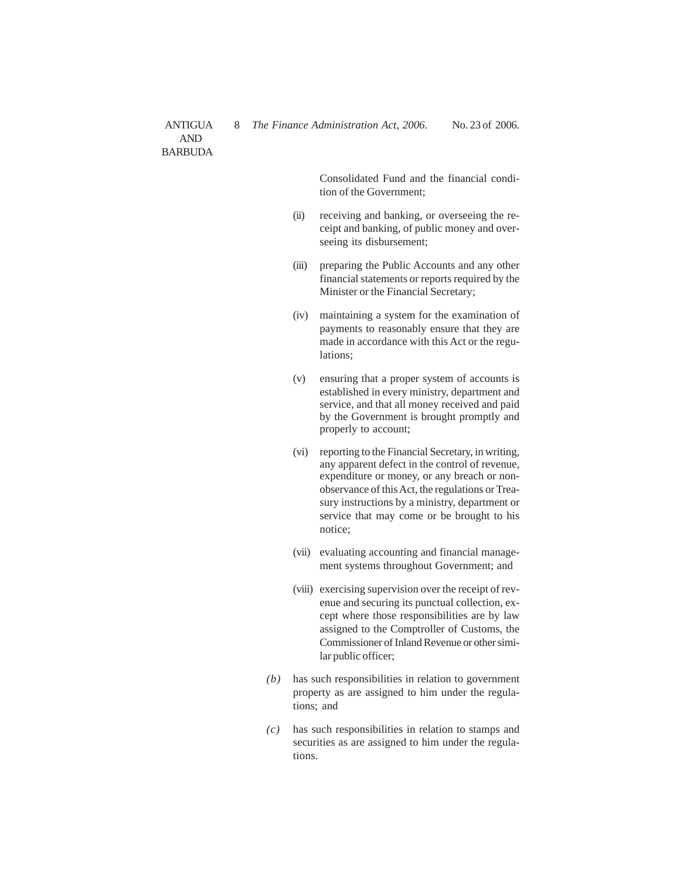Consolidated Fund and the financial condition of the Government;

(ii) receiving and banking, or overseeing the receipt and banking, of public money and overseeing its disbursement;

(iii) preparing the Public Accounts and any other financial statements or reports required by the Minister or the Financial Secretary;

(iv) maintaining a system for the examination of payments to reasonably ensure that they are made in accordance with this Act or the regulations;

(v) ensuring that a proper system of accounts is established in every ministry, department and service, and that all money received and paid by the Government is brought promptly and properly to account;

(vi) reporting to the Financial Secretary, in writing, any apparent defect in the control of revenue, expenditure or money, or any breach or non-observance of this Act, the regulations or Treasury instructions by a ministry, department or service that may come or be brought to his notice;

(vii) evaluating accounting and financial management systems throughout Government; and

(viii) exercising supervision over the receipt of revenue and securing its punctual collection, except where those responsibilities are by law assigned to the Comptroller of Customs, the Commissioner of Inland Revenue or other similar public officer;

*(b)* has such responsibilities in relation to government property as are assigned to him under the regulations; and

*(c)* has such responsibilities in relation to stamps and securities as are assigned to him under the regulations.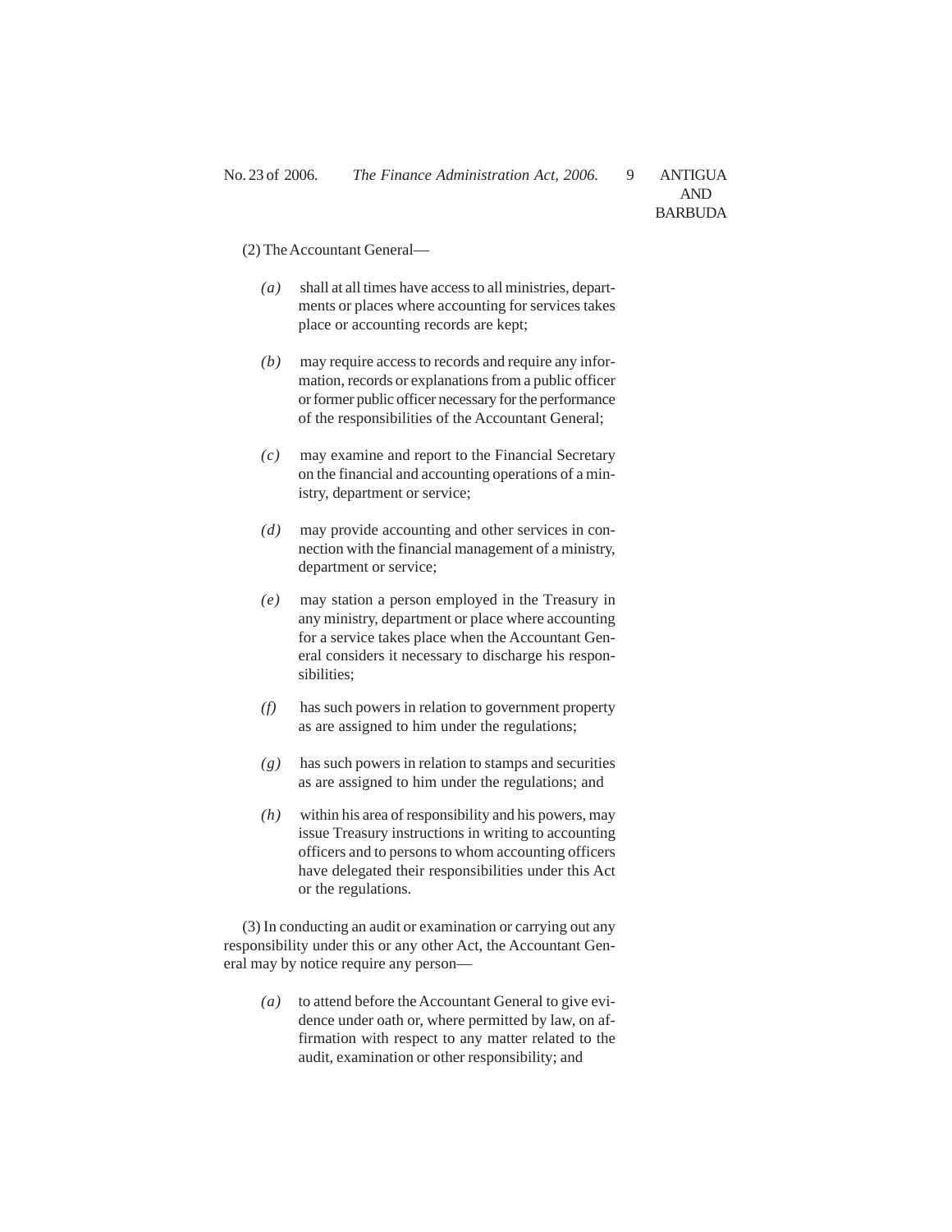(2) The Accountant General—

*(a)* shall at all times have access to all ministries, departments or places where accounting for services takes place or accounting records are kept;

*(b)* may require access to records and require any information, records or explanations from a public officer or former public officer necessary for the performance of the responsibilities of the Accountant General;

*(c)* may examine and report to the Financial Secretary on the financial and accounting operations of a ministry, department or service;

*(d)* may provide accounting and other services in connection with the financial management of a ministry, department or service;

*(e)* may station a person employed in the Treasury in any ministry, department or place where accounting for a service takes place when the Accountant General considers it necessary to discharge his responsibilities;

*(f)* has such powers in relation to government property as are assigned to him under the regulations;

*(g)* has such powers in relation to stamps and securities as are assigned to him under the regulations; and

*(h)* within his area of responsibility and his powers, may issue Treasury instructions in writing to accounting officers and to persons to whom accounting officers have delegated their responsibilities under this Act or the regulations.

(3) In conducting an audit or examination or carrying out any responsibility under this or any other Act, the Accountant General may by notice require any person—

*(a)* to attend before the Accountant General to give evidence under oath or, where permitted by law, on affirmation with respect to any matter related to the audit, examination or other responsibility; and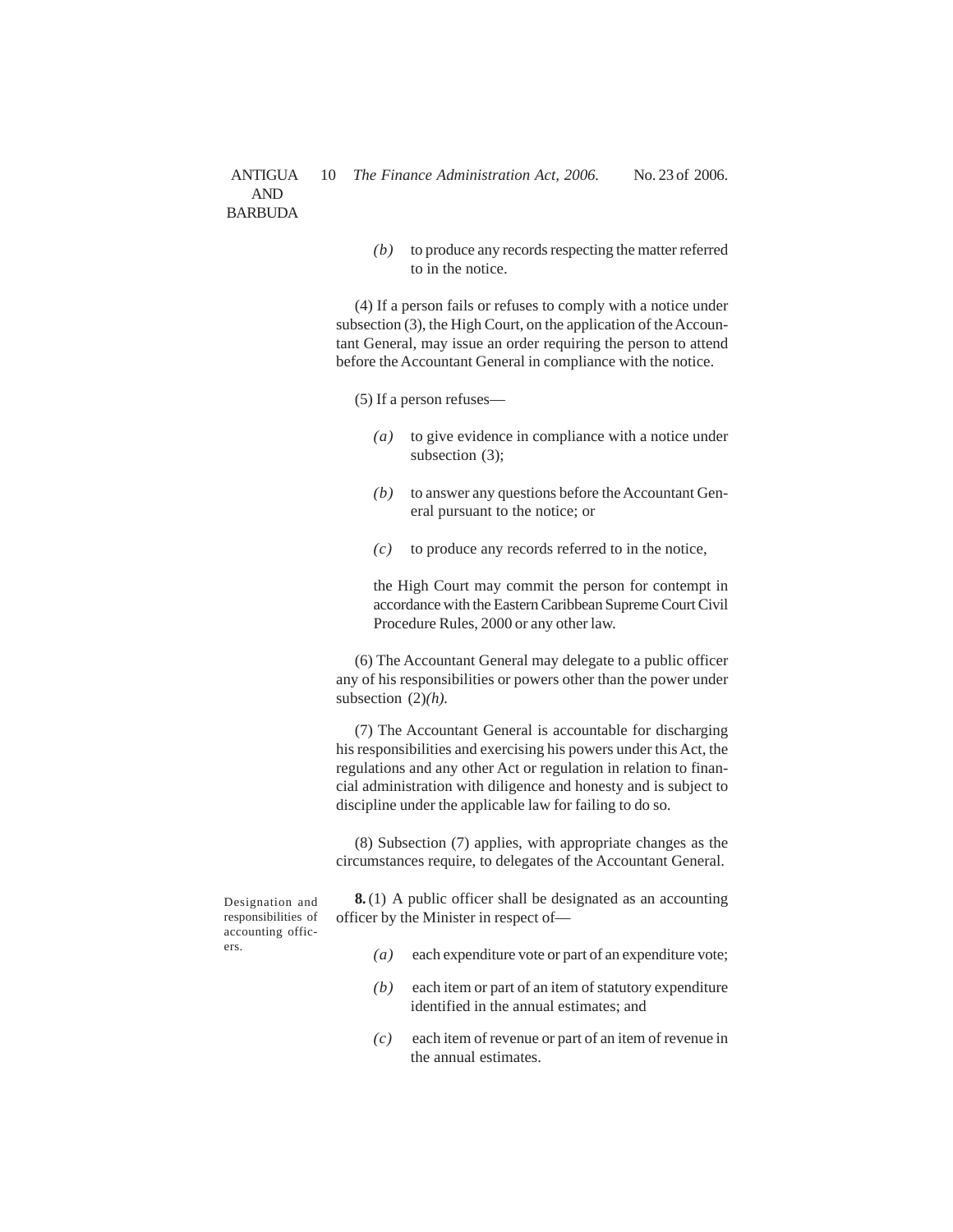*(b)* to produce any records respecting the matter referred to in the notice.

(4) If a person fails or refuses to comply with a notice under subsection (3), the High Court, on the application of the Accountant General, may issue an order requiring the person to attend before the Accountant General in compliance with the notice.

(5) If a person refuses—

*(a)* to give evidence in compliance with a notice under subsection (3);

*(b)* to answer any questions before the Accountant General pursuant to the notice; or

*(c)* to produce any records referred to in the notice,

the High Court may commit the person for contempt in accordance with the Eastern Caribbean Supreme Court Civil Procedure Rules, 2000 or any other law.

(6) The Accountant General may delegate to a public officer any of his responsibilities or powers other than the power under subsection (2)*(h).*

(7) The Accountant General is accountable for discharging his responsibilities and exercising his powers under this Act, the regulations and any other Act or regulation in relation to financial administration with diligence and honesty and is subject to discipline under the applicable law for failing to do so.

(8) Subsection (7) applies, with appropriate changes as the circumstances require, to delegates of the Accountant General.

Designation and responsibilities of accounting officers.

**8.** (1) A public officer shall be designated as an accounting officer by the Minister in respect of—

*(a)* each expenditure vote or part of an expenditure vote;

*(b)* each item or part of an item of statutory expenditure identified in the annual estimates; and

*(c)* each item of revenue or part of an item of revenue in the annual estimates.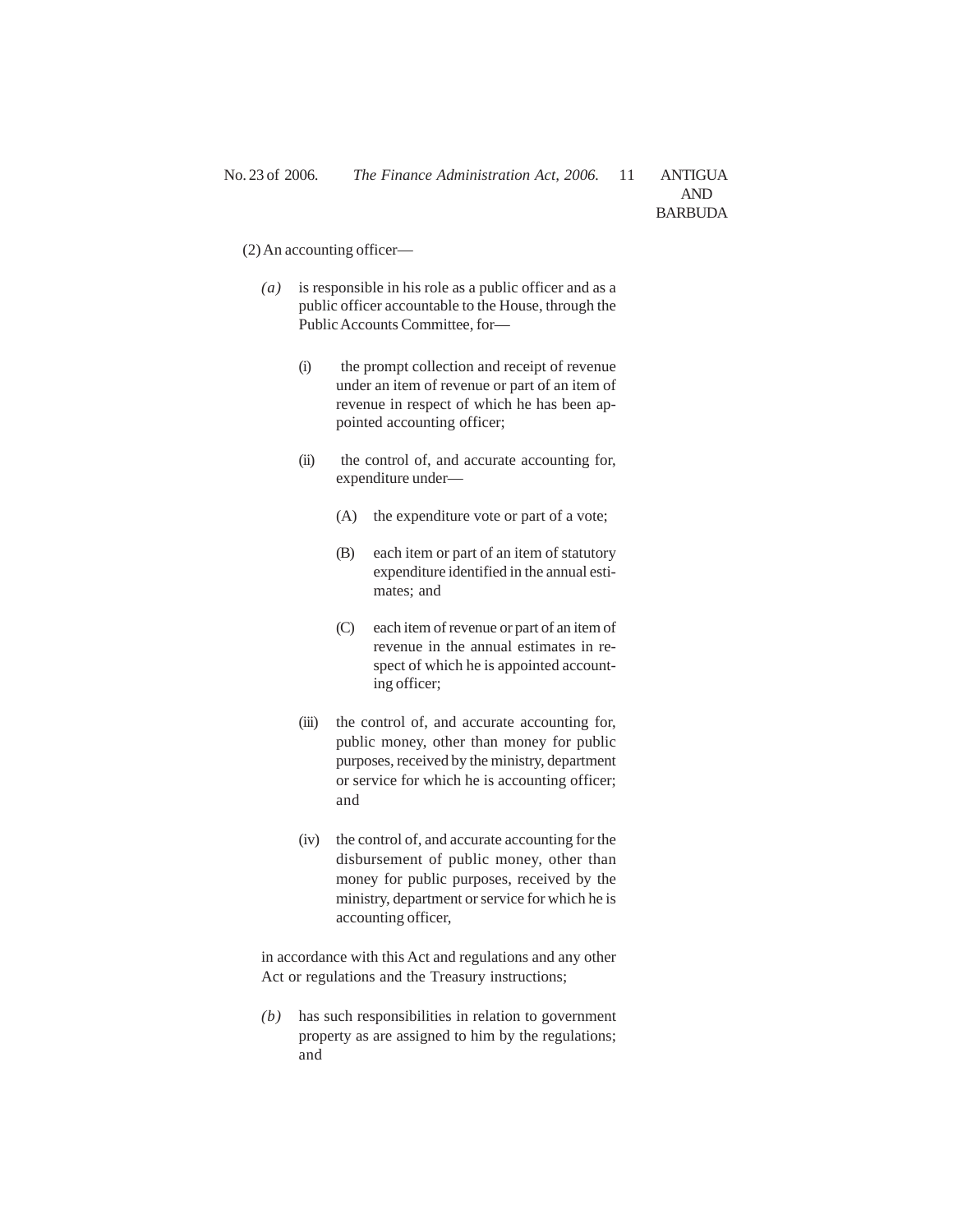(2) An accounting officer—

*(a)* is responsible in his role as a public officer and as a public officer accountable to the House, through the Public Accounts Committee, for—

(i) the prompt collection and receipt of revenue under an item of revenue or part of an item of revenue in respect of which he has been appointed accounting officer;

(ii) the control of, and accurate accounting for, expenditure under—

(A) the expenditure vote or part of a vote;

(B) each item or part of an item of statutory expenditure identified in the annual estimates; and

(C) each item of revenue or part of an item of revenue in the annual estimates in respect of which he is appointed accounting officer;

(iii) the control of, and accurate accounting for, public money, other than money for public purposes, received by the ministry, department or service for which he is accounting officer; and

(iv) the control of, and accurate accounting for the disbursement of public money, other than money for public purposes, received by the ministry, department or service for which he is accounting officer,

in accordance with this Act and regulations and any other Act or regulations and the Treasury instructions;

*(b)* has such responsibilities in relation to government property as are assigned to him by the regulations; and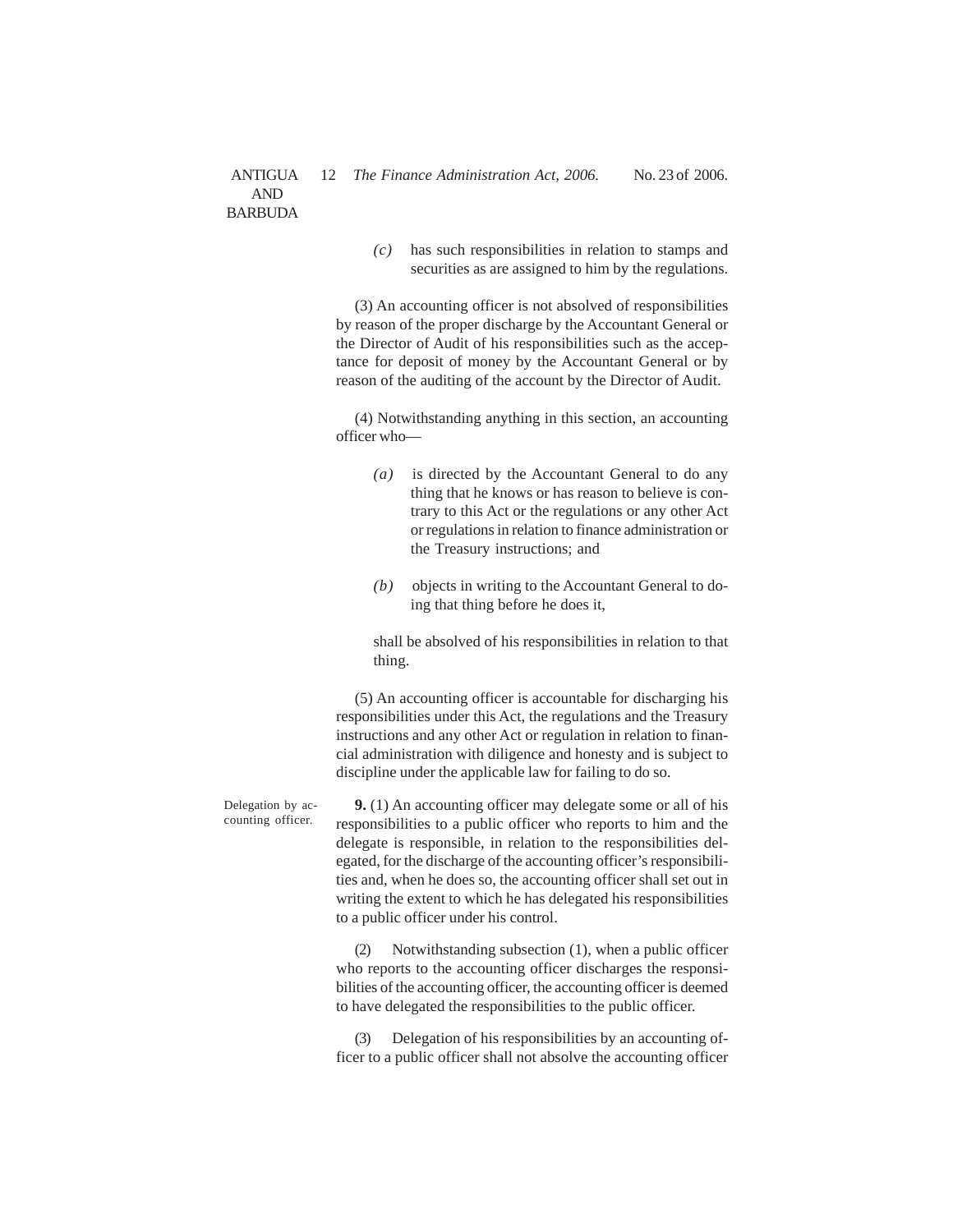*(c)* has such responsibilities in relation to stamps and securities as are assigned to him by the regulations.

(3) An accounting officer is not absolved of responsibilities by reason of the proper discharge by the Accountant General or the Director of Audit of his responsibilities such as the acceptance for deposit of money by the Accountant General or by reason of the auditing of the account by the Director of Audit.

(4) Notwithstanding anything in this section, an accounting officer who—

*(a)* is directed by the Accountant General to do any thing that he knows or has reason to believe is contrary to this Act or the regulations or any other Act or regulations in relation to finance administration or the Treasury instructions; and

*(b)* objects in writing to the Accountant General to doing that thing before he does it,

shall be absolved of his responsibilities in relation to that thing.

(5) An accounting officer is accountable for discharging his responsibilities under this Act, the regulations and the Treasury instructions and any other Act or regulation in relation to financial administration with diligence and honesty and is subject to discipline under the applicable law for failing to do so.

Delegation by accounting officer.

**9.** (1) An accounting officer may delegate some or all of his responsibilities to a public officer who reports to him and the delegate is responsible, in relation to the responsibilities delegated, for the discharge of the accounting officer's responsibilities and, when he does so, the accounting officer shall set out in writing the extent to which he has delegated his responsibilities to a public officer under his control.

(2) Notwithstanding subsection (1), when a public officer who reports to the accounting officer discharges the responsibilities of the accounting officer, the accounting officer is deemed to have delegated the responsibilities to the public officer.

(3) Delegation of his responsibilities by an accounting officer to a public officer shall not absolve the accounting officer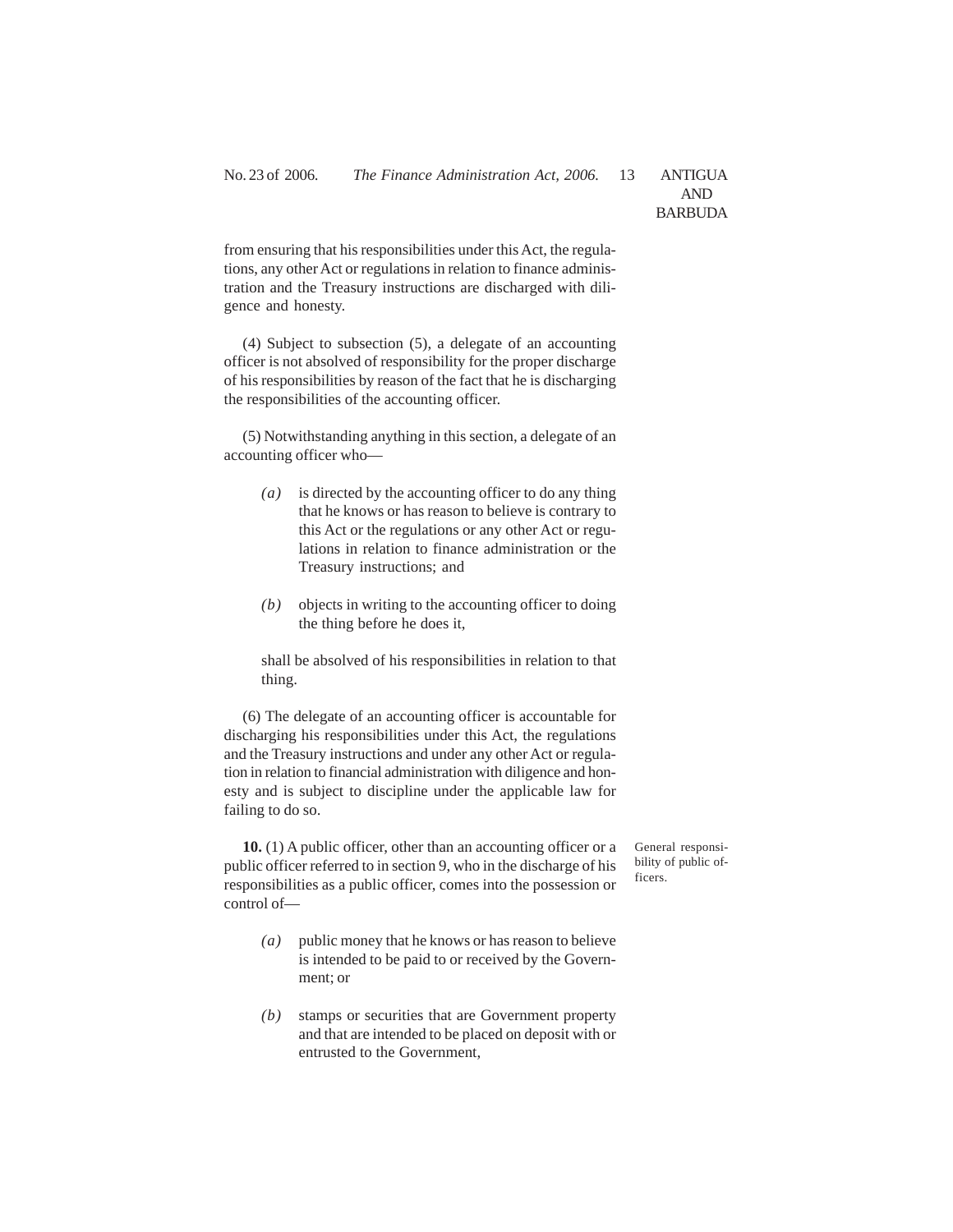from ensuring that his responsibilities under this Act, the regulations, any other Act or regulations in relation to finance administration and the Treasury instructions are discharged with diligence and honesty.

(4) Subject to subsection (5), a delegate of an accounting officer is not absolved of responsibility for the proper discharge of his responsibilities by reason of the fact that he is discharging the responsibilities of the accounting officer.

(5) Notwithstanding anything in this section, a delegate of an accounting officer who—

*(a)* is directed by the accounting officer to do any thing that he knows or has reason to believe is contrary to this Act or the regulations or any other Act or regulations in relation to finance administration or the Treasury instructions; and

*(b)* objects in writing to the accounting officer to doing the thing before he does it,

shall be absolved of his responsibilities in relation to that thing.

(6) The delegate of an accounting officer is accountable for discharging his responsibilities under this Act, the regulations and the Treasury instructions and under any other Act or regulation in relation to financial administration with diligence and honesty and is subject to discipline under the applicable law for failing to do so.

General responsibility of public officers.

**10.** (1) A public officer, other than an accounting officer or a public officer referred to in section 9, who in the discharge of his responsibilities as a public officer, comes into the possession or control of—

*(a)* public money that he knows or has reason to believe is intended to be paid to or received by the Government; or

*(b)* stamps or securities that are Government property and that are intended to be placed on deposit with or entrusted to the Government,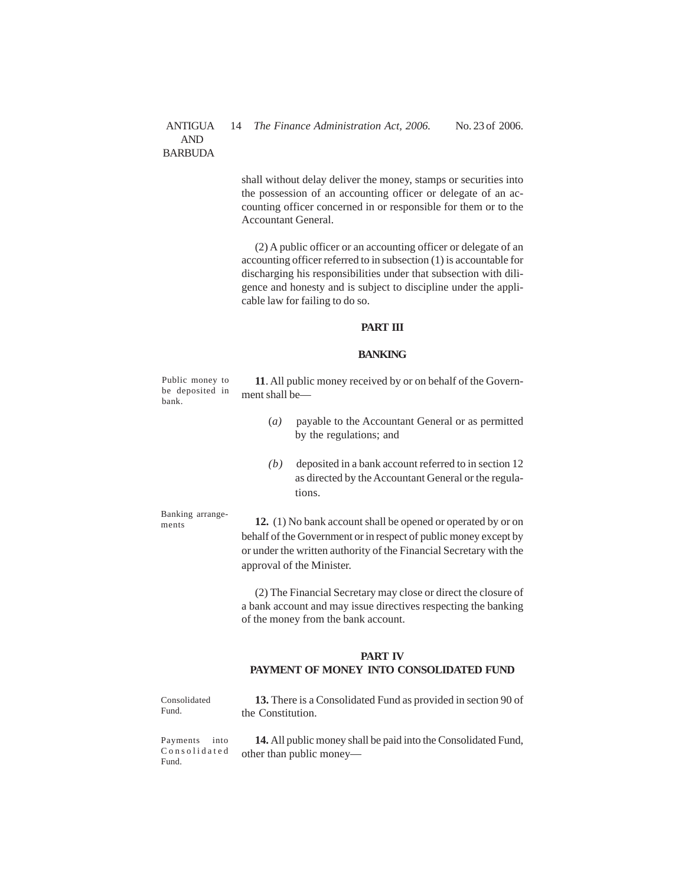shall without delay deliver the money, stamps or securities into the possession of an accounting officer or delegate of an accounting officer concerned in or responsible for them or to the Accountant General.

(2) A public officer or an accounting officer or delegate of an accounting officer referred to in subsection (1) is accountable for discharging his responsibilities under that subsection with diligence and honesty and is subject to discipline under the applicable law for failing to do so.

## PART III

## BANKING

Public money to be deposited in bank.

**11**. All public money received by or on behalf of the Government shall be—

(*a*) payable to the Accountant General or as permitted by the regulations; and

*(b)* deposited in a bank account referred to in section 12 as directed by the Accountant General or the regulations.

Banking arrangements

**12.** (1) No bank account shall be opened or operated by or on behalf of the Government or in respect of public money except by or under the written authority of the Financial Secretary with the approval of the Minister.

(2) The Financial Secretary may close or direct the closure of a bank account and may issue directives respecting the banking of the money from the bank account.

## PART IV
## PAYMENT OF MONEY INTO CONSOLIDATED FUND

Consolidated Fund.

**13.** There is a Consolidated Fund as provided in section 90 of the Constitution.

Payments into Consolidated Fund.

**14.** All public money shall be paid into the Consolidated Fund, other than public money—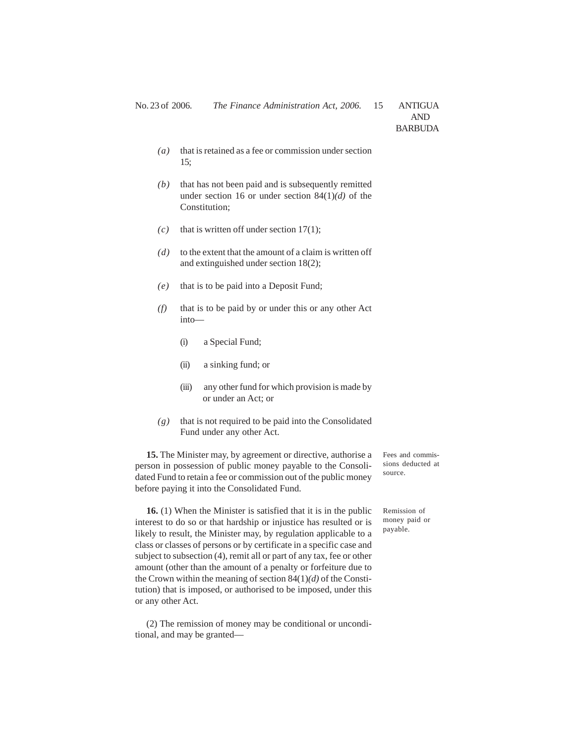*(a)* that is retained as a fee or commission under section 15;

*(b)* that has not been paid and is subsequently remitted under section 16 or under section 84(1)*(d)* of the Constitution;

*(c)* that is written off under section 17(1);

*(d)* to the extent that the amount of a claim is written off and extinguished under section 18(2);

*(e)* that is to be paid into a Deposit Fund;

*(f)* that is to be paid by or under this or any other Act into—

(i) a Special Fund;

(ii) a sinking fund; or

(iii) any other fund for which provision is made by or under an Act; or

*(g)* that is not required to be paid into the Consolidated Fund under any other Act.

Fees and commissions deducted at source.

**15.** The Minister may, by agreement or directive, authorise a person in possession of public money payable to the Consolidated Fund to retain a fee or commission out of the public money before paying it into the Consolidated Fund.

Remission of money paid or payable.

**16.** (1) When the Minister is satisfied that it is in the public interest to do so or that hardship or injustice has resulted or is likely to result, the Minister may, by regulation applicable to a class or classes of persons or by certificate in a specific case and subject to subsection (4), remit all or part of any tax, fee or other amount (other than the amount of a penalty or forfeiture due to the Crown within the meaning of section 84(1)*(d)* of the Constitution) that is imposed, or authorised to be imposed, under this or any other Act.

(2) The remission of money may be conditional or unconditional, and may be granted—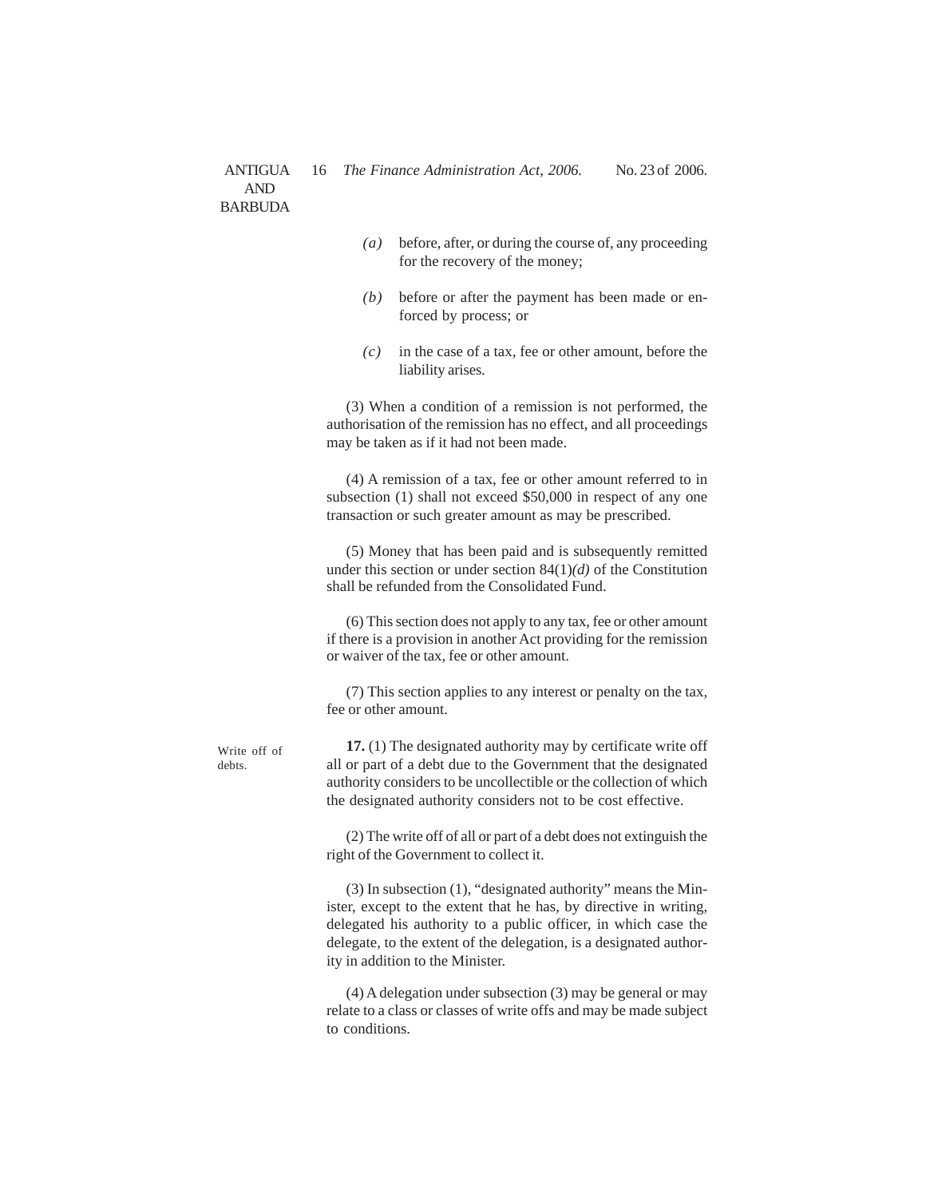*(a)* before, after, or during the course of, any proceeding for the recovery of the money;

*(b)* before or after the payment has been made or enforced by process; or

*(c)* in the case of a tax, fee or other amount, before the liability arises.

(3) When a condition of a remission is not performed, the authorisation of the remission has no effect, and all proceedings may be taken as if it had not been made.

(4) A remission of a tax, fee or other amount referred to in subsection (1) shall not exceed $50,000 in respect of any one transaction or such greater amount as may be prescribed.

(5) Money that has been paid and is subsequently remitted under this section or under section 84(1)*(d)* of the Constitution shall be refunded from the Consolidated Fund.

(6) This section does not apply to any tax, fee or other amount if there is a provision in another Act providing for the remission or waiver of the tax, fee or other amount.

(7) This section applies to any interest or penalty on the tax, fee or other amount.

Write off of debts.

**17.** (1) The designated authority may by certificate write off all or part of a debt due to the Government that the designated authority considers to be uncollectible or the collection of which the designated authority considers not to be cost effective.

(2) The write off of all or part of a debt does not extinguish the right of the Government to collect it.

(3) In subsection (1), "designated authority" means the Minister, except to the extent that he has, by directive in writing, delegated his authority to a public officer, in which case the delegate, to the extent of the delegation, is a designated authority in addition to the Minister.

(4) A delegation under subsection (3) may be general or may relate to a class or classes of write offs and may be made subject to conditions.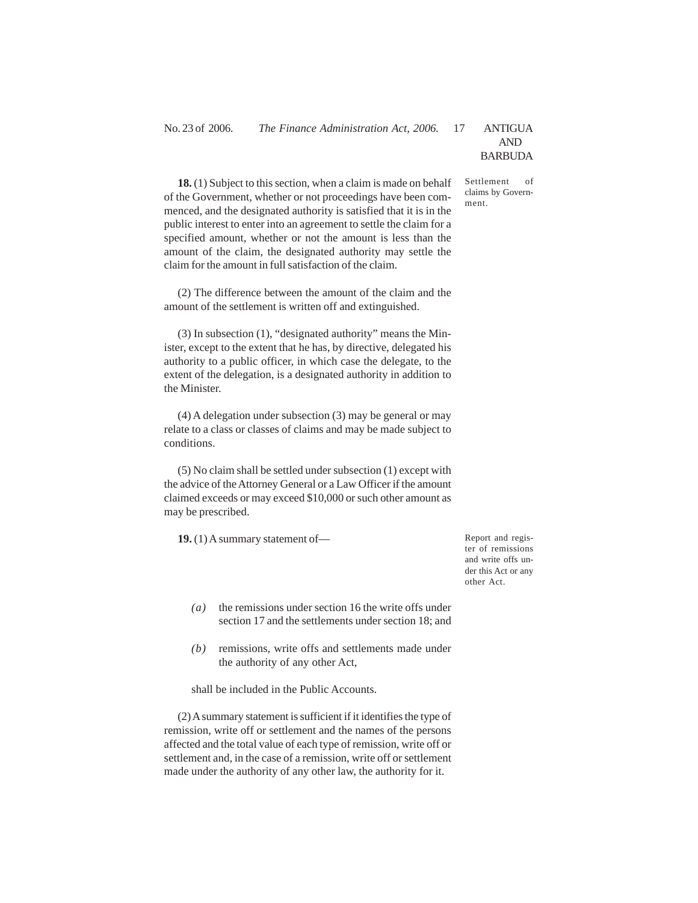**Settlement of claims by Government.**

**18.** (1) Subject to this section, when a claim is made on behalf of the Government, whether or not proceedings have been commenced, and the designated authority is satisfied that it is in the public interest to enter into an agreement to settle the claim for a specified amount, whether or not the amount is less than the amount of the claim, the designated authority may settle the claim for the amount in full satisfaction of the claim.

(2) The difference between the amount of the claim and the amount of the settlement is written off and extinguished.

(3) In subsection (1), "designated authority" means the Minister, except to the extent that he has, by directive, delegated his authority to a public officer, in which case the delegate, to the extent of the delegation, is a designated authority in addition to the Minister.

(4) A delegation under subsection (3) may be general or may relate to a class or classes of claims and may be made subject to conditions.

(5) No claim shall be settled under subsection (1) except with the advice of the Attorney General or a Law Officer if the amount claimed exceeds or may exceed $10,000 or such other amount as may be prescribed.

**Report and register of remissions and write offs under this Act or any other Act.**

**19.** (1) A summary statement of—

*(a)* the remissions under section 16 the write offs under section 17 and the settlements under section 18; and

*(b)* remissions, write offs and settlements made under the authority of any other Act,

shall be included in the Public Accounts.

(2) A summary statement is sufficient if it identifies the type of remission, write off or settlement and the names of the persons affected and the total value of each type of remission, write off or settlement and, in the case of a remission, write off or settlement made under the authority of any other law, the authority for it.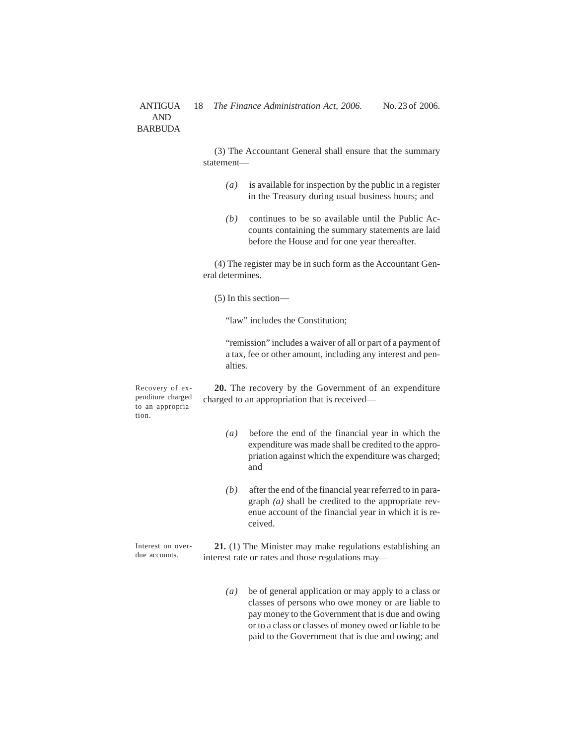(3) The Accountant General shall ensure that the summary statement—

*(a)* is available for inspection by the public in a register in the Treasury during usual business hours; and

*(b)* continues to be so available until the Public Accounts containing the summary statements are laid before the House and for one year thereafter.

(4) The register may be in such form as the Accountant General determines.

(5) In this section—

"law" includes the Constitution;

"remission" includes a waiver of all or part of a payment of a tax, fee or other amount, including any interest and penalties.

Recovery of expenditure charged to an appropriation.

**20.** The recovery by the Government of an expenditure charged to an appropriation that is received—

*(a)* before the end of the financial year in which the expenditure was made shall be credited to the appropriation against which the expenditure was charged; and

*(b)* after the end of the financial year referred to in paragraph *(a)* shall be credited to the appropriate revenue account of the financial year in which it is received.

Interest on overdue accounts.

**21.** (1) The Minister may make regulations establishing an interest rate or rates and those regulations may—

*(a)* be of general application or may apply to a class or classes of persons who owe money or are liable to pay money to the Government that is due and owing or to a class or classes of money owed or liable to be paid to the Government that is due and owing; and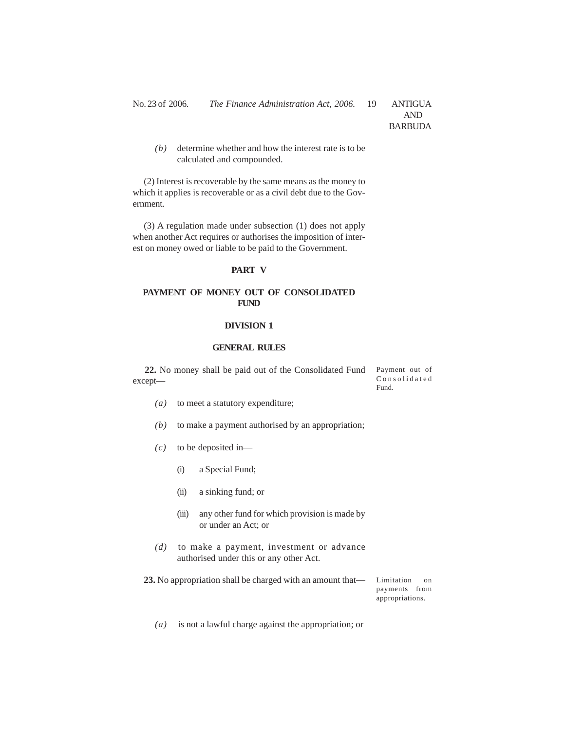*(b)* determine whether and how the interest rate is to be calculated and compounded.

(2) Interest is recoverable by the same means as the money to which it applies is recoverable or as a civil debt due to the Government.

(3) A regulation made under subsection (1) does not apply when another Act requires or authorises the imposition of interest on money owed or liable to be paid to the Government.

## PART V

## PAYMENT OF MONEY OUT OF CONSOLIDATED FUND

### DIVISION 1

### GENERAL RULES

Payment out of Consolidated Fund.

**22.** No money shall be paid out of the Consolidated Fund except—

*(a)* to meet a statutory expenditure;

*(b)* to make a payment authorised by an appropriation;

*(c)* to be deposited in—

(i) a Special Fund;

(ii) a sinking fund; or

(iii) any other fund for which provision is made by or under an Act; or

*(d)* to make a payment, investment or advance authorised under this or any other Act.

Limitation on payments from appropriations.

**23.** No appropriation shall be charged with an amount that—

*(a)* is not a lawful charge against the appropriation; or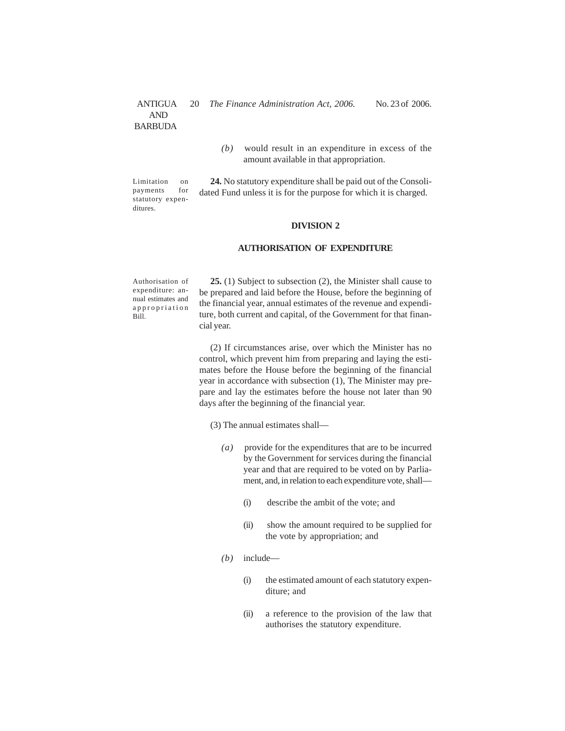*(b)* would result in an expenditure in excess of the amount available in that appropriation.

Limitation on payments for statutory expenditures.

**24.** No statutory expenditure shall be paid out of the Consolidated Fund unless it is for the purpose for which it is charged.

## DIVISION 2

## AUTHORISATION OF EXPENDITURE

Authorisation of expenditure: annual estimates and appropriation Bill.

**25.** (1) Subject to subsection (2), the Minister shall cause to be prepared and laid before the House, before the beginning of the financial year, annual estimates of the revenue and expenditure, both current and capital, of the Government for that financial year.

(2) If circumstances arise, over which the Minister has no control, which prevent him from preparing and laying the estimates before the House before the beginning of the financial year in accordance with subsection (1), The Minister may prepare and lay the estimates before the house not later than 90 days after the beginning of the financial year.

(3) The annual estimates shall—

*(a)* provide for the expenditures that are to be incurred by the Government for services during the financial year and that are required to be voted on by Parliament, and, in relation to each expenditure vote, shall—

(i) describe the ambit of the vote; and

(ii) show the amount required to be supplied for the vote by appropriation; and

*(b)* include—

(i) the estimated amount of each statutory expenditure; and

(ii) a reference to the provision of the law that authorises the statutory expenditure.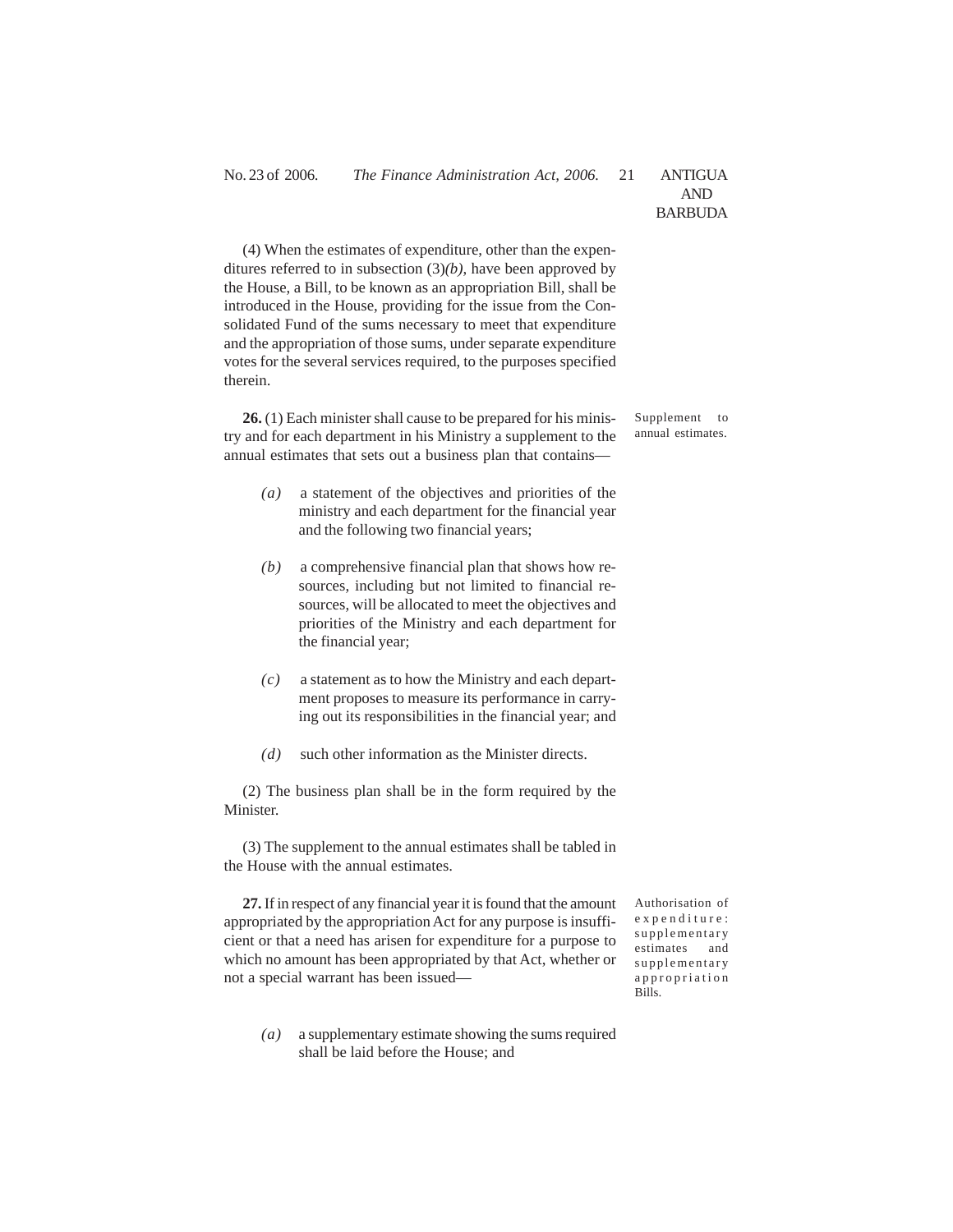(4) When the estimates of expenditure, other than the expenditures referred to in subsection (3)*(b)*, have been approved by the House, a Bill, to be known as an appropriation Bill, shall be introduced in the House, providing for the issue from the Consolidated Fund of the sums necessary to meet that expenditure and the appropriation of those sums, under separate expenditure votes for the several services required, to the purposes specified therein.

Supplement to annual estimates.

**26.** (1) Each minister shall cause to be prepared for his ministry and for each department in his Ministry a supplement to the annual estimates that sets out a business plan that contains—

*(a)* a statement of the objectives and priorities of the ministry and each department for the financial year and the following two financial years;

*(b)* a comprehensive financial plan that shows how resources, including but not limited to financial resources, will be allocated to meet the objectives and priorities of the Ministry and each department for the financial year;

*(c)* a statement as to how the Ministry and each department proposes to measure its performance in carrying out its responsibilities in the financial year; and

*(d)* such other information as the Minister directs.

(2) The business plan shall be in the form required by the Minister.

(3) The supplement to the annual estimates shall be tabled in the House with the annual estimates.

Authorisation of expenditure: supplementary estimates and supplementary appropriation Bills.

**27.** If in respect of any financial year it is found that the amount appropriated by the appropriation Act for any purpose is insufficient or that a need has arisen for expenditure for a purpose to which no amount has been appropriated by that Act, whether or not a special warrant has been issued—

*(a)* a supplementary estimate showing the sums required shall be laid before the House; and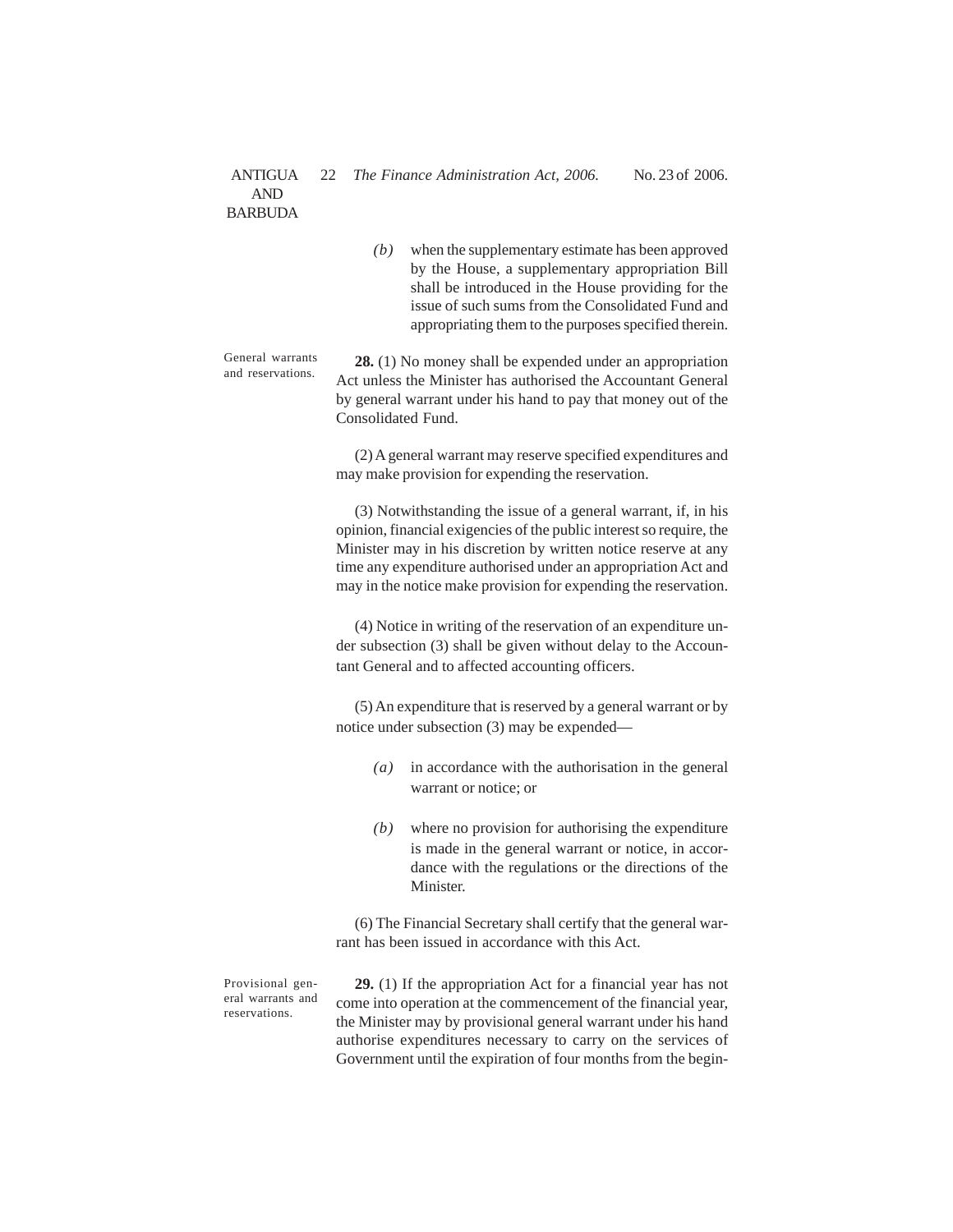*(b)* when the supplementary estimate has been approved by the House, a supplementary appropriation Bill shall be introduced in the House providing for the issue of such sums from the Consolidated Fund and appropriating them to the purposes specified therein.

General warrants and reservations.

**28.** (1) No money shall be expended under an appropriation Act unless the Minister has authorised the Accountant General by general warrant under his hand to pay that money out of the Consolidated Fund.

(2) A general warrant may reserve specified expenditures and may make provision for expending the reservation.

(3) Notwithstanding the issue of a general warrant, if, in his opinion, financial exigencies of the public interest so require, the Minister may in his discretion by written notice reserve at any time any expenditure authorised under an appropriation Act and may in the notice make provision for expending the reservation.

(4) Notice in writing of the reservation of an expenditure under subsection (3) shall be given without delay to the Accountant General and to affected accounting officers.

(5) An expenditure that is reserved by a general warrant or by notice under subsection (3) may be expended—

*(a)* in accordance with the authorisation in the general warrant or notice; or

*(b)* where no provision for authorising the expenditure is made in the general warrant or notice, in accordance with the regulations or the directions of the Minister.

(6) The Financial Secretary shall certify that the general warrant has been issued in accordance with this Act.

Provisional general warrants and reservations.

**29.** (1) If the appropriation Act for a financial year has not come into operation at the commencement of the financial year, the Minister may by provisional general warrant under his hand authorise expenditures necessary to carry on the services of Government until the expiration of four months from the begin-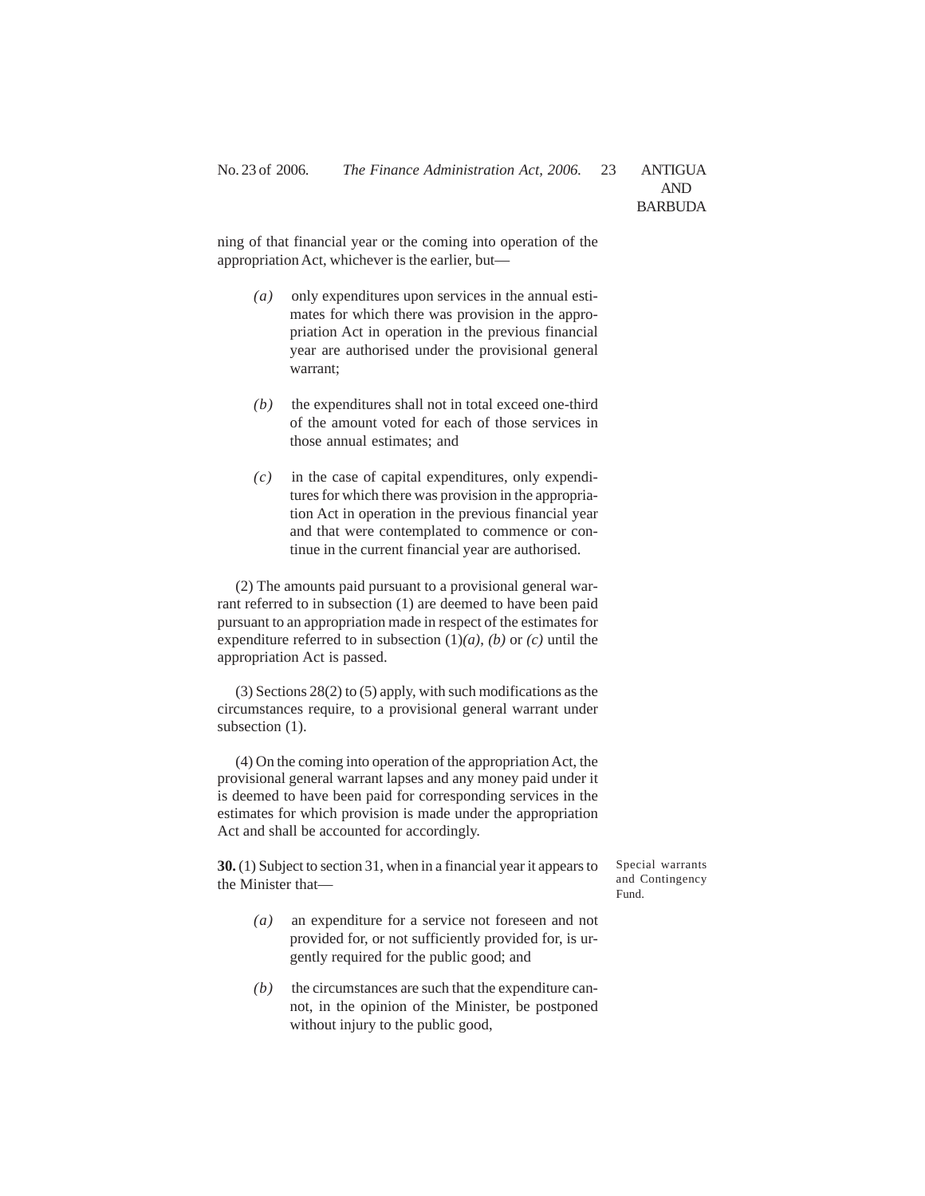ning of that financial year or the coming into operation of the appropriation Act, whichever is the earlier, but—

*(a)* only expenditures upon services in the annual estimates for which there was provision in the appropriation Act in operation in the previous financial year are authorised under the provisional general warrant;

*(b)* the expenditures shall not in total exceed one-third of the amount voted for each of those services in those annual estimates; and

*(c)* in the case of capital expenditures, only expenditures for which there was provision in the appropriation Act in operation in the previous financial year and that were contemplated to commence or continue in the current financial year are authorised.

(2) The amounts paid pursuant to a provisional general warrant referred to in subsection (1) are deemed to have been paid pursuant to an appropriation made in respect of the estimates for expenditure referred to in subsection (1)*(a)*, *(b)* or *(c)* until the appropriation Act is passed.

(3) Sections 28(2) to (5) apply, with such modifications as the circumstances require, to a provisional general warrant under subsection (1).

(4) On the coming into operation of the appropriation Act, the provisional general warrant lapses and any money paid under it is deemed to have been paid for corresponding services in the estimates for which provision is made under the appropriation Act and shall be accounted for accordingly.

Special warrants and Contingency Fund.

**30.** (1) Subject to section 31, when in a financial year it appears to the Minister that—

*(a)* an expenditure for a service not foreseen and not provided for, or not sufficiently provided for, is urgently required for the public good; and

*(b)* the circumstances are such that the expenditure cannot, in the opinion of the Minister, be postponed without injury to the public good,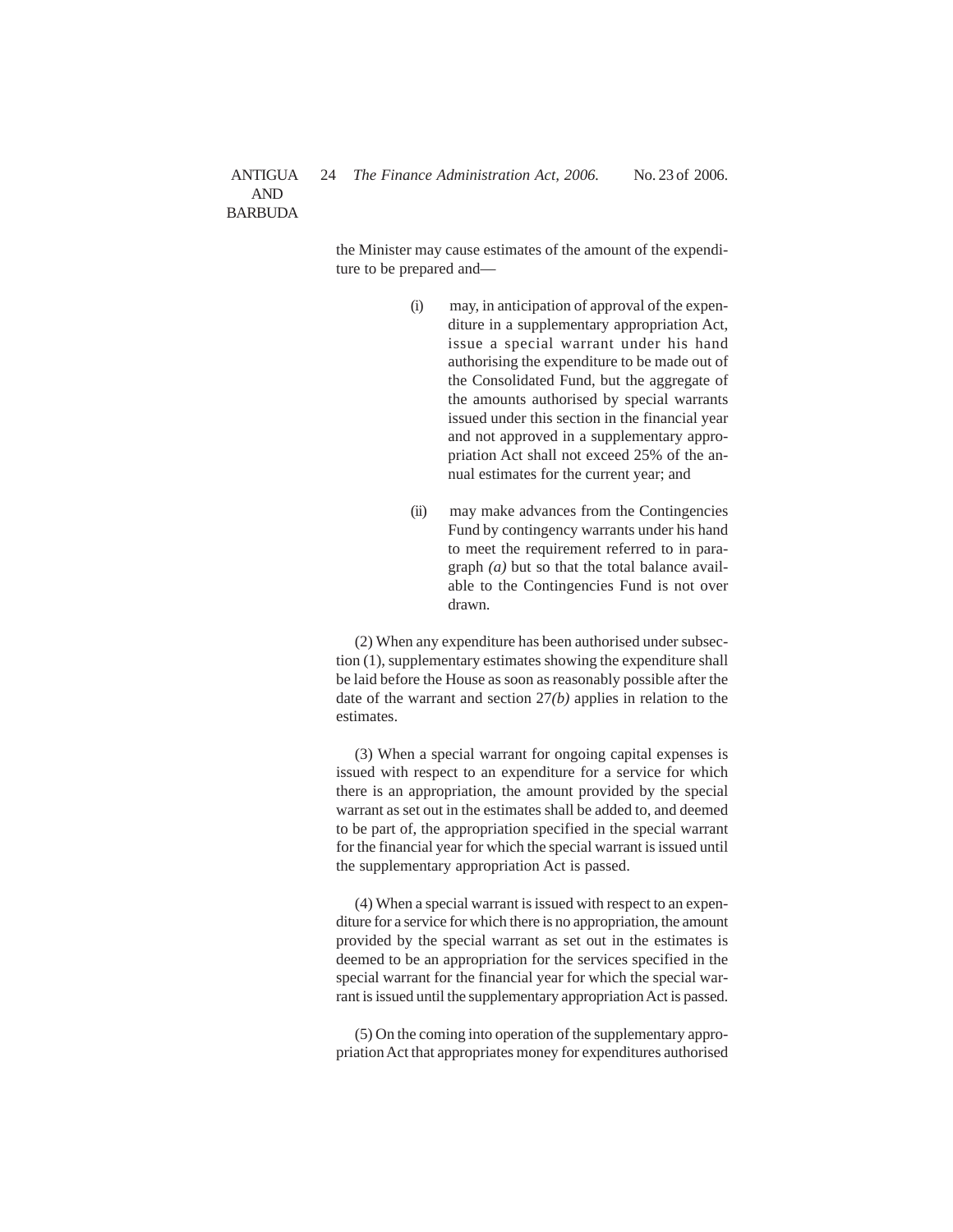the Minister may cause estimates of the amount of the expenditure to be prepared and—

(i) may, in anticipation of approval of the expenditure in a supplementary appropriation Act, issue a special warrant under his hand authorising the expenditure to be made out of the Consolidated Fund, but the aggregate of the amounts authorised by special warrants issued under this section in the financial year and not approved in a supplementary appropriation Act shall not exceed 25% of the annual estimates for the current year; and

(ii) may make advances from the Contingencies Fund by contingency warrants under his hand to meet the requirement referred to in paragraph *(a)* but so that the total balance available to the Contingencies Fund is not over drawn.

(2) When any expenditure has been authorised under subsection (1), supplementary estimates showing the expenditure shall be laid before the House as soon as reasonably possible after the date of the warrant and section 27*(b)* applies in relation to the estimates.

(3) When a special warrant for ongoing capital expenses is issued with respect to an expenditure for a service for which there is an appropriation, the amount provided by the special warrant as set out in the estimates shall be added to, and deemed to be part of, the appropriation specified in the special warrant for the financial year for which the special warrant is issued until the supplementary appropriation Act is passed.

(4) When a special warrant is issued with respect to an expenditure for a service for which there is no appropriation, the amount provided by the special warrant as set out in the estimates is deemed to be an appropriation for the services specified in the special warrant for the financial year for which the special warrant is issued until the supplementary appropriation Act is passed.

(5) On the coming into operation of the supplementary appropriation Act that appropriates money for expenditures authorised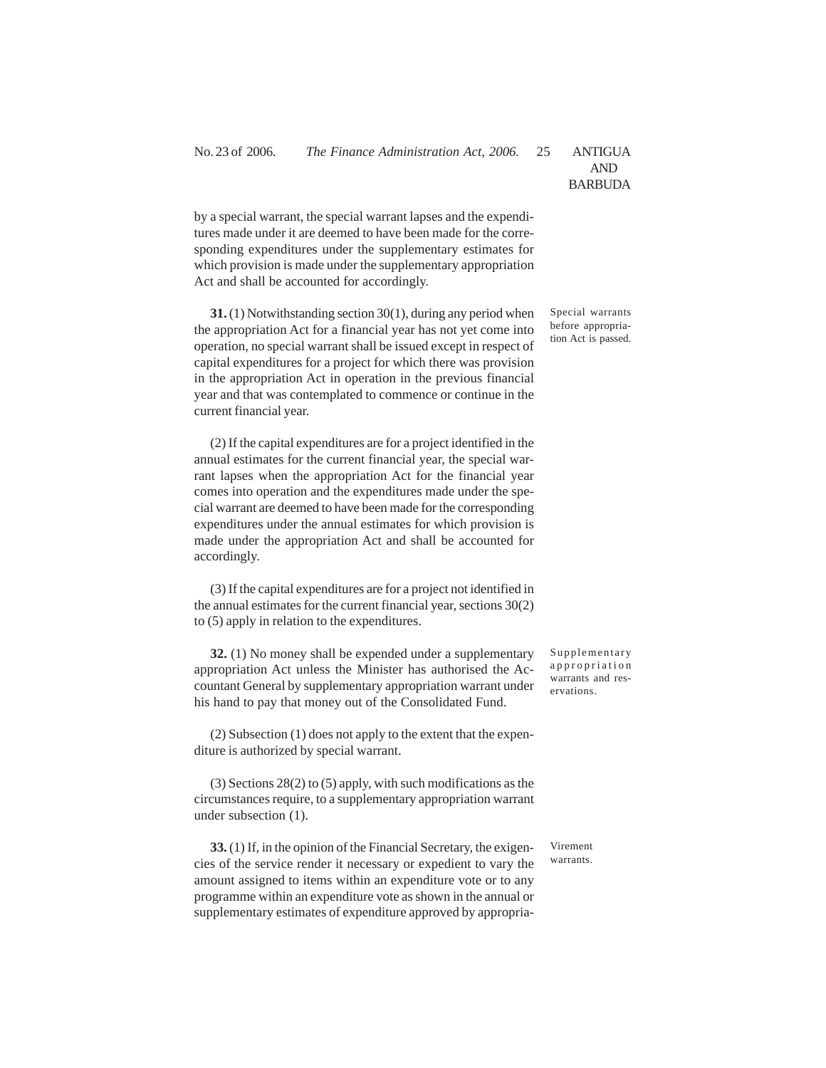by a special warrant, the special warrant lapses and the expenditures made under it are deemed to have been made for the corresponding expenditures under the supplementary estimates for which provision is made under the supplementary appropriation Act and shall be accounted for accordingly.

Special warrants before appropriation Act is passed.

**31.** (1) Notwithstanding section 30(1), during any period when the appropriation Act for a financial year has not yet come into operation, no special warrant shall be issued except in respect of capital expenditures for a project for which there was provision in the appropriation Act in operation in the previous financial year and that was contemplated to commence or continue in the current financial year.

(2) If the capital expenditures are for a project identified in the annual estimates for the current financial year, the special warrant lapses when the appropriation Act for the financial year comes into operation and the expenditures made under the special warrant are deemed to have been made for the corresponding expenditures under the annual estimates for which provision is made under the appropriation Act and shall be accounted for accordingly.

(3) If the capital expenditures are for a project not identified in the annual estimates for the current financial year, sections 30(2) to (5) apply in relation to the expenditures.

Supplementary appropriation warrants and reservations.

**32.** (1) No money shall be expended under a supplementary appropriation Act unless the Minister has authorised the Accountant General by supplementary appropriation warrant under his hand to pay that money out of the Consolidated Fund.

(2) Subsection (1) does not apply to the extent that the expenditure is authorized by special warrant.

(3) Sections 28(2) to (5) apply, with such modifications as the circumstances require, to a supplementary appropriation warrant under subsection (1).

Virement warrants.

**33.** (1) If, in the opinion of the Financial Secretary, the exigencies of the service render it necessary or expedient to vary the amount assigned to items within an expenditure vote or to any programme within an expenditure vote as shown in the annual or supplementary estimates of expenditure approved by appropria-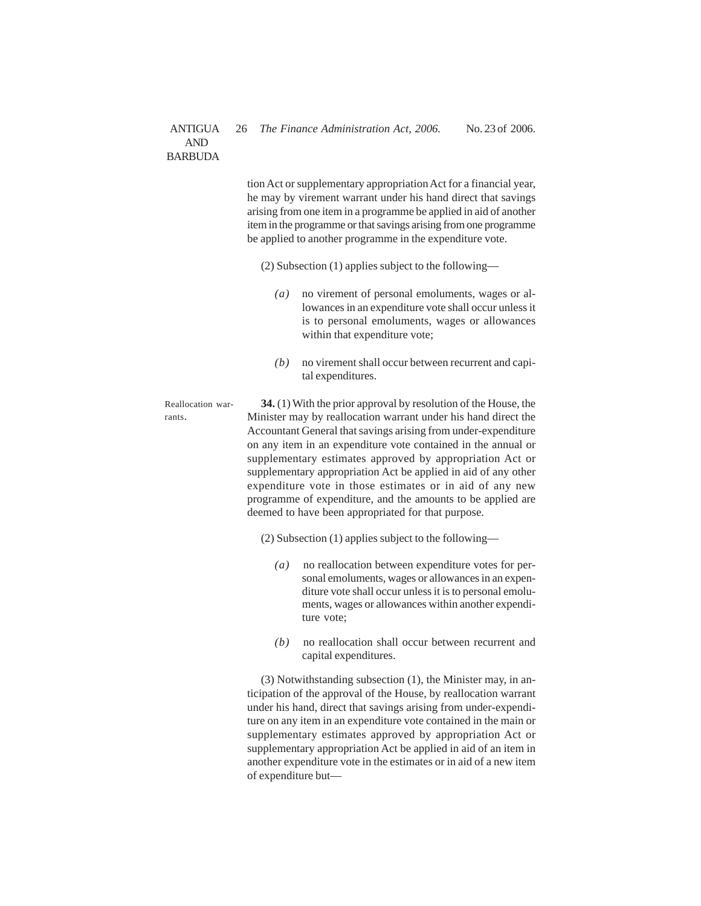tion Act or supplementary appropriation Act for a financial year, he may by virement warrant under his hand direct that savings arising from one item in a programme be applied in aid of another item in the programme or that savings arising from one programme be applied to another programme in the expenditure vote.

(2) Subsection (1) applies subject to the following—

*(a)* no virement of personal emoluments, wages or allowances in an expenditure vote shall occur unless it is to personal emoluments, wages or allowances within that expenditure vote;

*(b)* no virement shall occur between recurrent and capital expenditures.

Reallocation warrants.

**34.** (1) With the prior approval by resolution of the House, the Minister may by reallocation warrant under his hand direct the Accountant General that savings arising from under-expenditure on any item in an expenditure vote contained in the annual or supplementary estimates approved by appropriation Act or supplementary appropriation Act be applied in aid of any other expenditure vote in those estimates or in aid of any new programme of expenditure, and the amounts to be applied are deemed to have been appropriated for that purpose.

(2) Subsection (1) applies subject to the following—

*(a)* no reallocation between expenditure votes for personal emoluments, wages or allowances in an expenditure vote shall occur unless it is to personal emoluments, wages or allowances within another expenditure vote;

*(b)* no reallocation shall occur between recurrent and capital expenditures.

(3) Notwithstanding subsection (1), the Minister may, in anticipation of the approval of the House, by reallocation warrant under his hand, direct that savings arising from under-expenditure on any item in an expenditure vote contained in the main or supplementary estimates approved by appropriation Act or supplementary appropriation Act be applied in aid of an item in another expenditure vote in the estimates or in aid of a new item of expenditure but—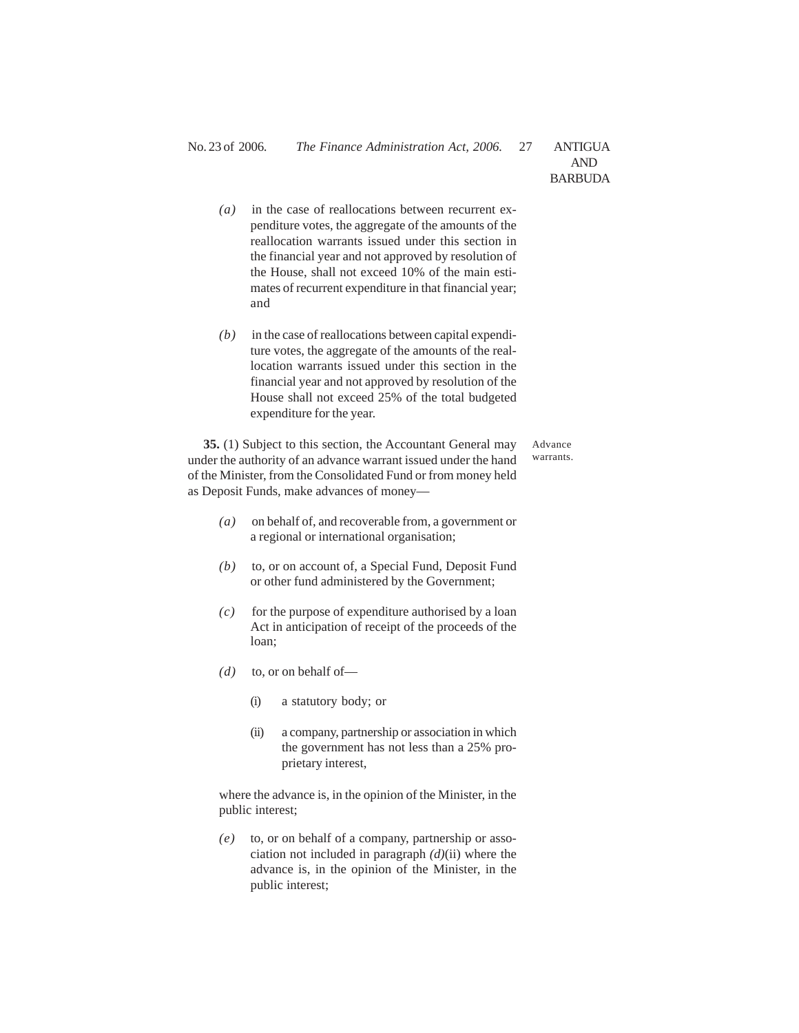*(a)* in the case of reallocations between recurrent expenditure votes, the aggregate of the amounts of the reallocation warrants issued under this section in the financial year and not approved by resolution of the House, shall not exceed 10% of the main estimates of recurrent expenditure in that financial year; and

*(b)* in the case of reallocations between capital expenditure votes, the aggregate of the amounts of the reallocation warrants issued under this section in the financial year and not approved by resolution of the House shall not exceed 25% of the total budgeted expenditure for the year.

Advance warrants.

**35.** (1) Subject to this section, the Accountant General may under the authority of an advance warrant issued under the hand of the Minister, from the Consolidated Fund or from money held as Deposit Funds, make advances of money—

*(a)* on behalf of, and recoverable from, a government or a regional or international organisation;

*(b)* to, or on account of, a Special Fund, Deposit Fund or other fund administered by the Government;

*(c)* for the purpose of expenditure authorised by a loan Act in anticipation of receipt of the proceeds of the loan;

*(d)* to, or on behalf of—

(i) a statutory body; or

(ii) a company, partnership or association in which the government has not less than a 25% proprietary interest,

where the advance is, in the opinion of the Minister, in the public interest;

*(e)* to, or on behalf of a company, partnership or association not included in paragraph *(d)*(ii) where the advance is, in the opinion of the Minister, in the public interest;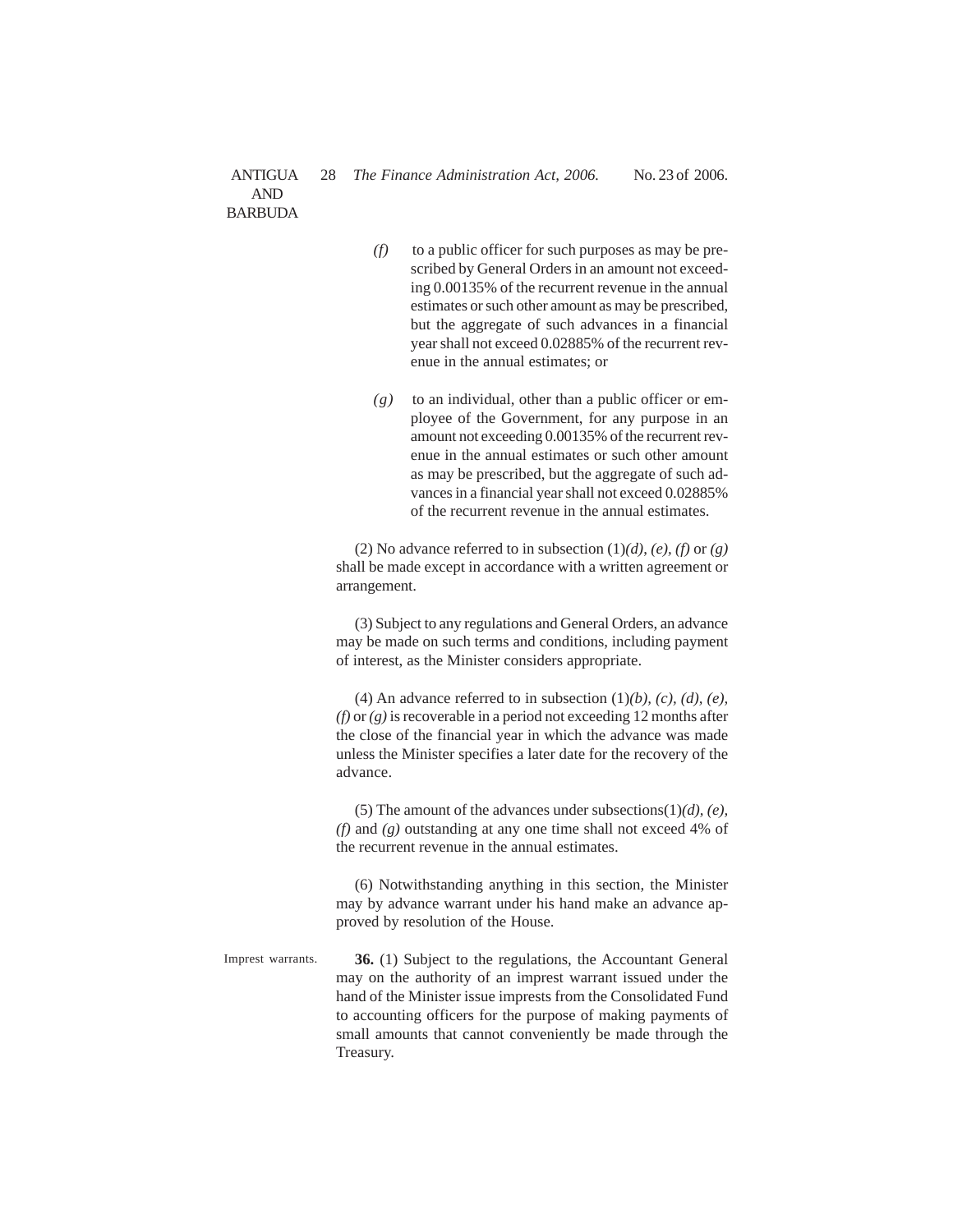*(f)* to a public officer for such purposes as may be prescribed by General Orders in an amount not exceeding 0.00135% of the recurrent revenue in the annual estimates or such other amount as may be prescribed, but the aggregate of such advances in a financial year shall not exceed 0.02885% of the recurrent revenue in the annual estimates; or

*(g)* to an individual, other than a public officer or employee of the Government, for any purpose in an amount not exceeding 0.00135% of the recurrent revenue in the annual estimates or such other amount as may be prescribed, but the aggregate of such advances in a financial year shall not exceed 0.02885% of the recurrent revenue in the annual estimates.

(2) No advance referred to in subsection (1)*(d)*, *(e)*, *(f)* or *(g)* shall be made except in accordance with a written agreement or arrangement.

(3) Subject to any regulations and General Orders, an advance may be made on such terms and conditions, including payment of interest, as the Minister considers appropriate.

(4) An advance referred to in subsection (1)*(b)*, *(c)*, *(d)*, *(e)*, *(f)* or *(g)* is recoverable in a period not exceeding 12 months after the close of the financial year in which the advance was made unless the Minister specifies a later date for the recovery of the advance.

(5) The amount of the advances under subsections(1)*(d)*, *(e)*, *(f)* and *(g)* outstanding at any one time shall not exceed 4% of the recurrent revenue in the annual estimates.

(6) Notwithstanding anything in this section, the Minister may by advance warrant under his hand make an advance approved by resolution of the House.

Imprest warrants.

**36.** (1) Subject to the regulations, the Accountant General may on the authority of an imprest warrant issued under the hand of the Minister issue imprests from the Consolidated Fund to accounting officers for the purpose of making payments of small amounts that cannot conveniently be made through the Treasury.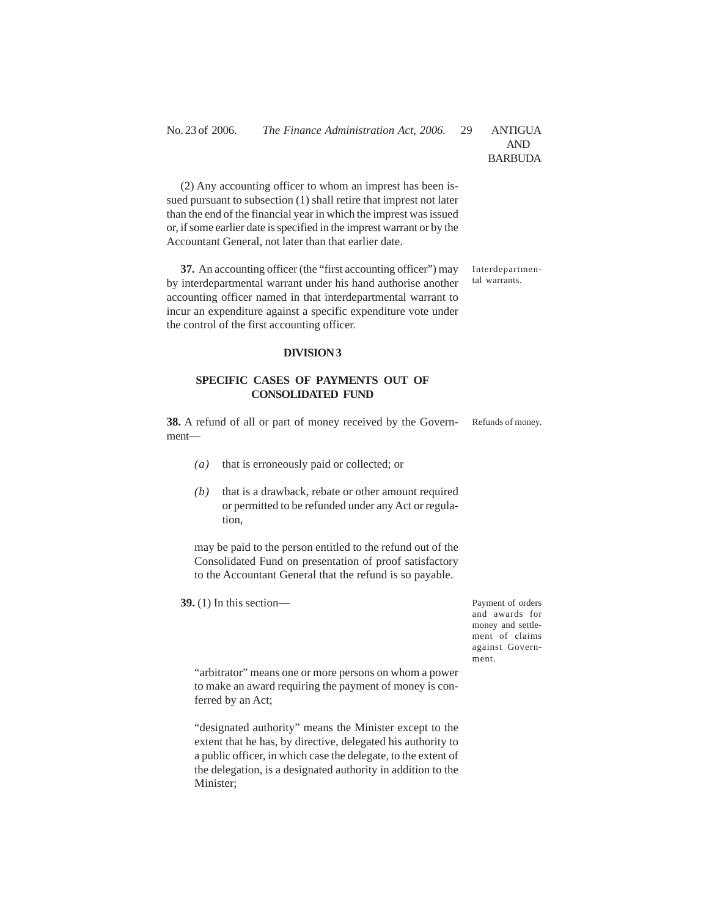(2) Any accounting officer to whom an imprest has been issued pursuant to subsection (1) shall retire that imprest not later than the end of the financial year in which the imprest was issued or, if some earlier date is specified in the imprest warrant or by the Accountant General, not later than that earlier date.

Interdepartmental warrants.

**37.** An accounting officer (the "first accounting officer") may by interdepartmental warrant under his hand authorise another accounting officer named in that interdepartmental warrant to incur an expenditure against a specific expenditure vote under the control of the first accounting officer.

**DIVISION 3**

**SPECIFIC CASES OF PAYMENTS OUT OF CONSOLIDATED FUND**

Refunds of money.

**38.** A refund of all or part of money received by the Government—

*(a)* that is erroneously paid or collected; or

*(b)* that is a drawback, rebate or other amount required or permitted to be refunded under any Act or regulation,

may be paid to the person entitled to the refund out of the Consolidated Fund on presentation of proof satisfactory to the Accountant General that the refund is so payable.

Payment of orders and awards for money and settlement of claims against Government.

**39.** (1) In this section—

"arbitrator" means one or more persons on whom a power to make an award requiring the payment of money is conferred by an Act;

"designated authority" means the Minister except to the extent that he has, by directive, delegated his authority to a public officer, in which case the delegate, to the extent of the delegation, is a designated authority in addition to the Minister;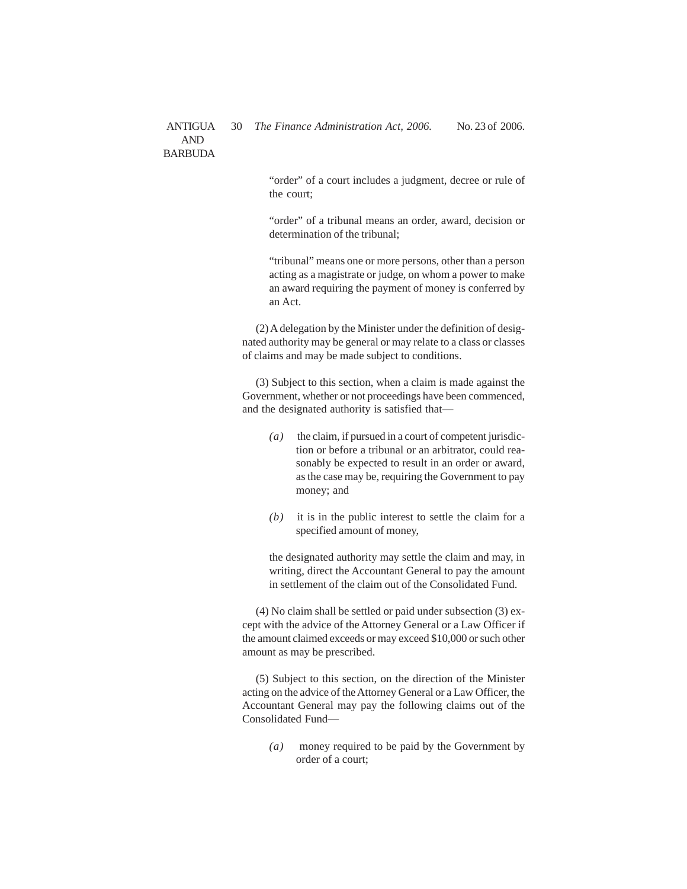"order" of a court includes a judgment, decree or rule of the court;

"order" of a tribunal means an order, award, decision or determination of the tribunal;

"tribunal" means one or more persons, other than a person acting as a magistrate or judge, on whom a power to make an award requiring the payment of money is conferred by an Act.

(2) A delegation by the Minister under the definition of designated authority may be general or may relate to a class or classes of claims and may be made subject to conditions.

(3) Subject to this section, when a claim is made against the Government, whether or not proceedings have been commenced, and the designated authority is satisfied that—

*(a)* the claim, if pursued in a court of competent jurisdiction or before a tribunal or an arbitrator, could reasonably be expected to result in an order or award, as the case may be, requiring the Government to pay money; and

*(b)* it is in the public interest to settle the claim for a specified amount of money,

the designated authority may settle the claim and may, in writing, direct the Accountant General to pay the amount in settlement of the claim out of the Consolidated Fund.

(4) No claim shall be settled or paid under subsection (3) except with the advice of the Attorney General or a Law Officer if the amount claimed exceeds or may exceed $10,000 or such other amount as may be prescribed.

(5) Subject to this section, on the direction of the Minister acting on the advice of the Attorney General or a Law Officer, the Accountant General may pay the following claims out of the Consolidated Fund—

*(a)* money required to be paid by the Government by order of a court;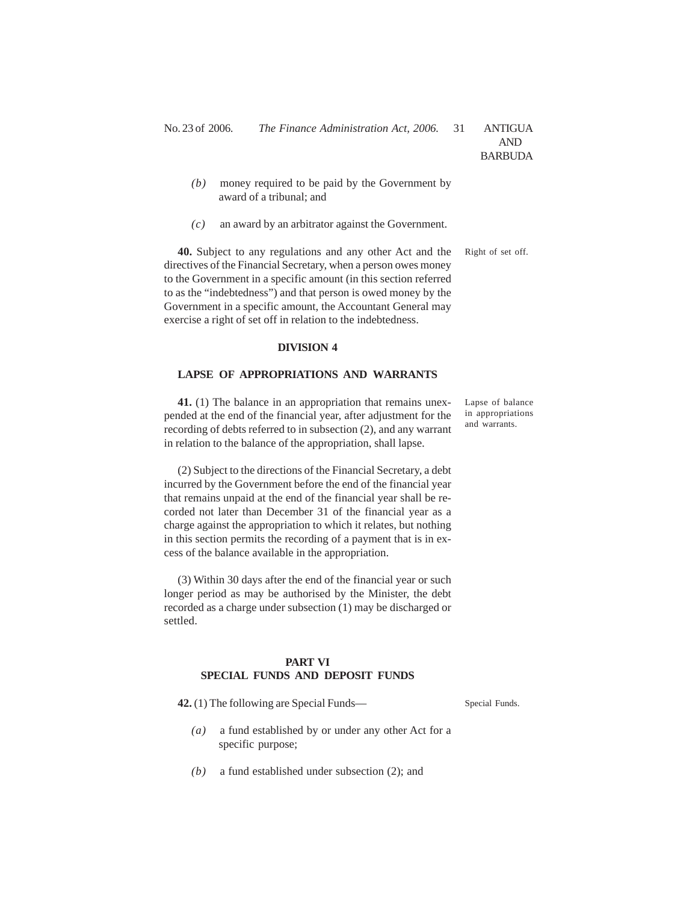*(b)* money required to be paid by the Government by award of a tribunal; and

*(c)* an award by an arbitrator against the Government.

Right of set off.

**40.** Subject to any regulations and any other Act and the directives of the Financial Secretary, when a person owes money to the Government in a specific amount (in this section referred to as the "indebtedness") and that person is owed money by the Government in a specific amount, the Accountant General may exercise a right of set off in relation to the indebtedness.

### DIVISION 4

### LAPSE OF APPROPRIATIONS AND WARRANTS

Lapse of balance in appropriations and warrants.

**41.** (1) The balance in an appropriation that remains unexpended at the end of the financial year, after adjustment for the recording of debts referred to in subsection (2), and any warrant in relation to the balance of the appropriation, shall lapse.

(2) Subject to the directions of the Financial Secretary, a debt incurred by the Government before the end of the financial year that remains unpaid at the end of the financial year shall be recorded not later than December 31 of the financial year as a charge against the appropriation to which it relates, but nothing in this section permits the recording of a payment that is in excess of the balance available in the appropriation.

(3) Within 30 days after the end of the financial year or such longer period as may be authorised by the Minister, the debt recorded as a charge under subsection (1) may be discharged or settled.

## PART VI
## SPECIAL FUNDS AND DEPOSIT FUNDS

Special Funds.

**42.** (1) The following are Special Funds—

*(a)* a fund established by or under any other Act for a specific purpose;

*(b)* a fund established under subsection (2); and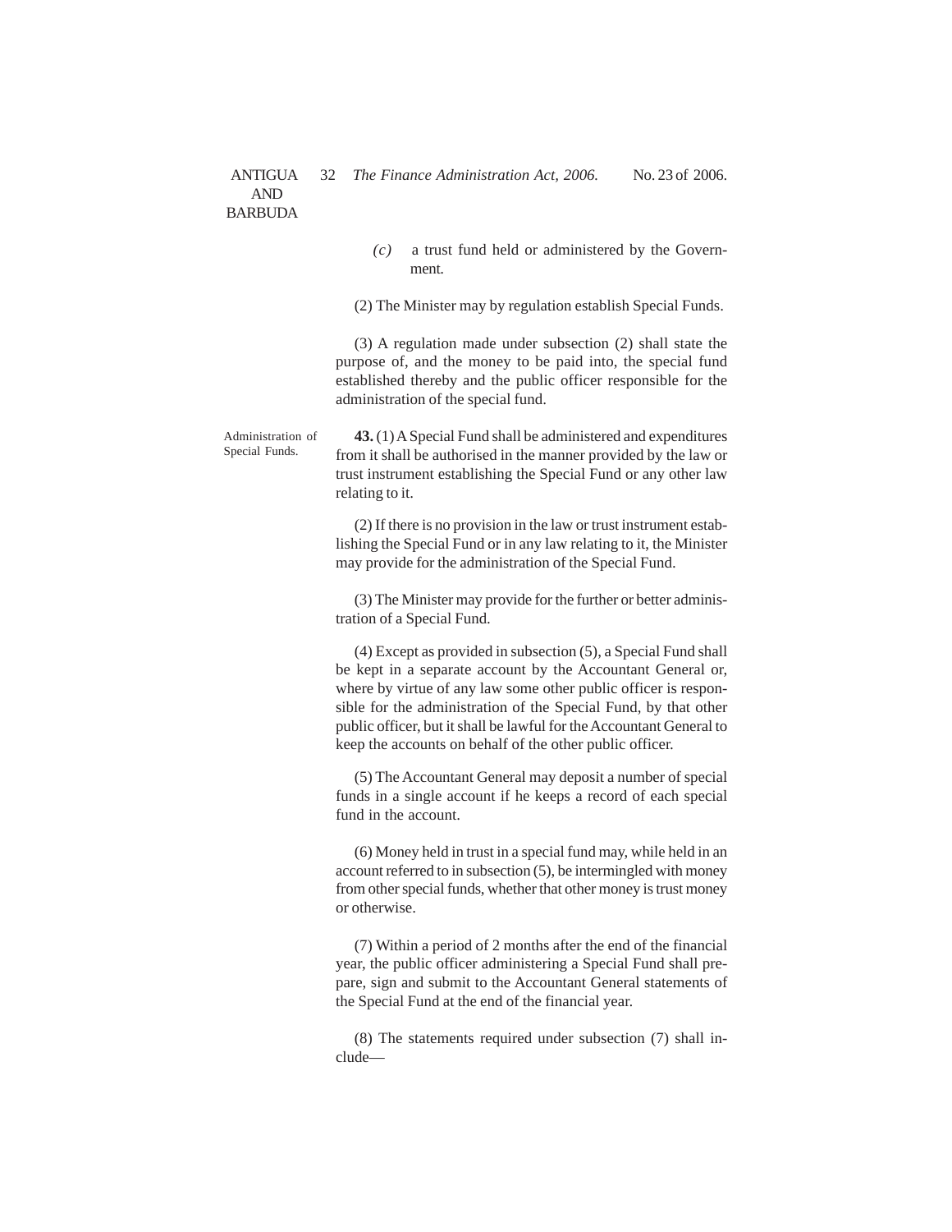*(c)* a trust fund held or administered by the Government.

(2) The Minister may by regulation establish Special Funds.

(3) A regulation made under subsection (2) shall state the purpose of, and the money to be paid into, the special fund established thereby and the public officer responsible for the administration of the special fund.

Administration of Special Funds.

**43.** (1) A Special Fund shall be administered and expenditures from it shall be authorised in the manner provided by the law or trust instrument establishing the Special Fund or any other law relating to it.

(2) If there is no provision in the law or trust instrument establishing the Special Fund or in any law relating to it, the Minister may provide for the administration of the Special Fund.

(3) The Minister may provide for the further or better administration of a Special Fund.

(4) Except as provided in subsection (5), a Special Fund shall be kept in a separate account by the Accountant General or, where by virtue of any law some other public officer is responsible for the administration of the Special Fund, by that other public officer, but it shall be lawful for the Accountant General to keep the accounts on behalf of the other public officer.

(5) The Accountant General may deposit a number of special funds in a single account if he keeps a record of each special fund in the account.

(6) Money held in trust in a special fund may, while held in an account referred to in subsection (5), be intermingled with money from other special funds, whether that other money is trust money or otherwise.

(7) Within a period of 2 months after the end of the financial year, the public officer administering a Special Fund shall prepare, sign and submit to the Accountant General statements of the Special Fund at the end of the financial year.

(8) The statements required under subsection (7) shall include—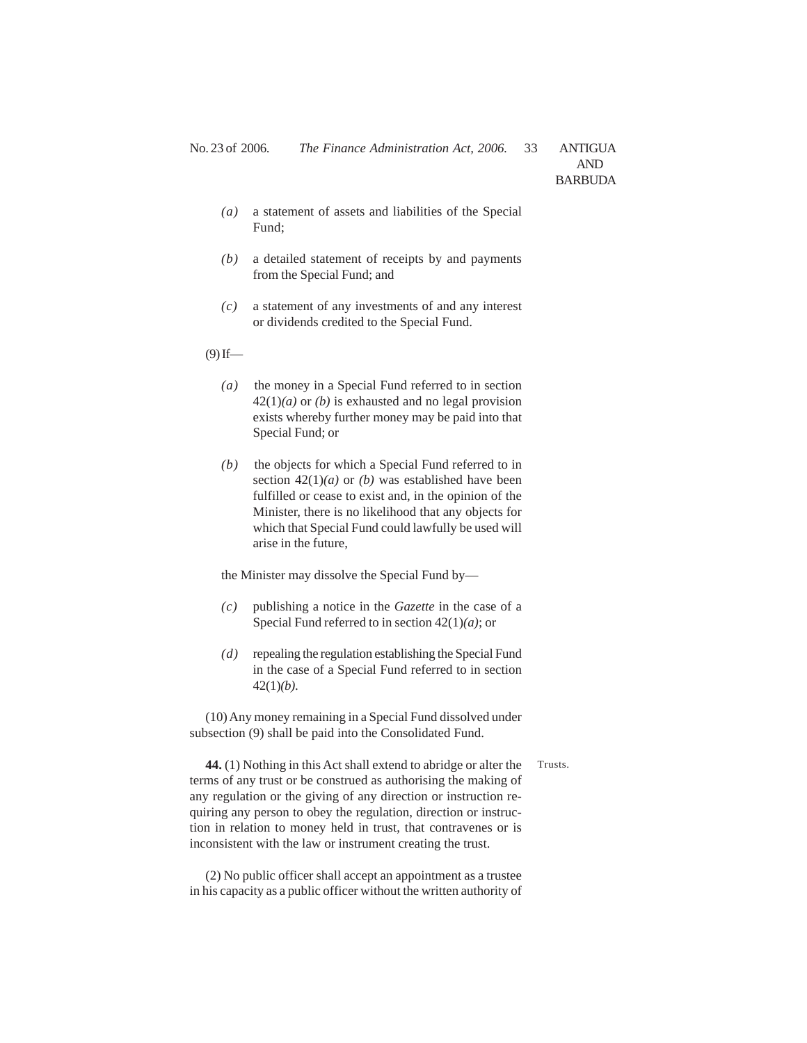*(a)* a statement of assets and liabilities of the Special Fund;

*(b)* a detailed statement of receipts by and payments from the Special Fund; and

*(c)* a statement of any investments of and any interest or dividends credited to the Special Fund.

(9) If—

*(a)* the money in a Special Fund referred to in section 42(1)*(a)* or *(b)* is exhausted and no legal provision exists whereby further money may be paid into that Special Fund; or

*(b)* the objects for which a Special Fund referred to in section 42(1)*(a)* or *(b)* was established have been fulfilled or cease to exist and, in the opinion of the Minister, there is no likelihood that any objects for which that Special Fund could lawfully be used will arise in the future,

the Minister may dissolve the Special Fund by—

*(c)* publishing a notice in the *Gazette* in the case of a Special Fund referred to in section 42(1)*(a)*; or

*(d)* repealing the regulation establishing the Special Fund in the case of a Special Fund referred to in section 42(1)*(b)*.

(10) Any money remaining in a Special Fund dissolved under subsection (9) shall be paid into the Consolidated Fund.

Trusts.

**44.** (1) Nothing in this Act shall extend to abridge or alter the terms of any trust or be construed as authorising the making of any regulation or the giving of any direction or instruction requiring any person to obey the regulation, direction or instruction in relation to money held in trust, that contravenes or is inconsistent with the law or instrument creating the trust.

(2) No public officer shall accept an appointment as a trustee in his capacity as a public officer without the written authority of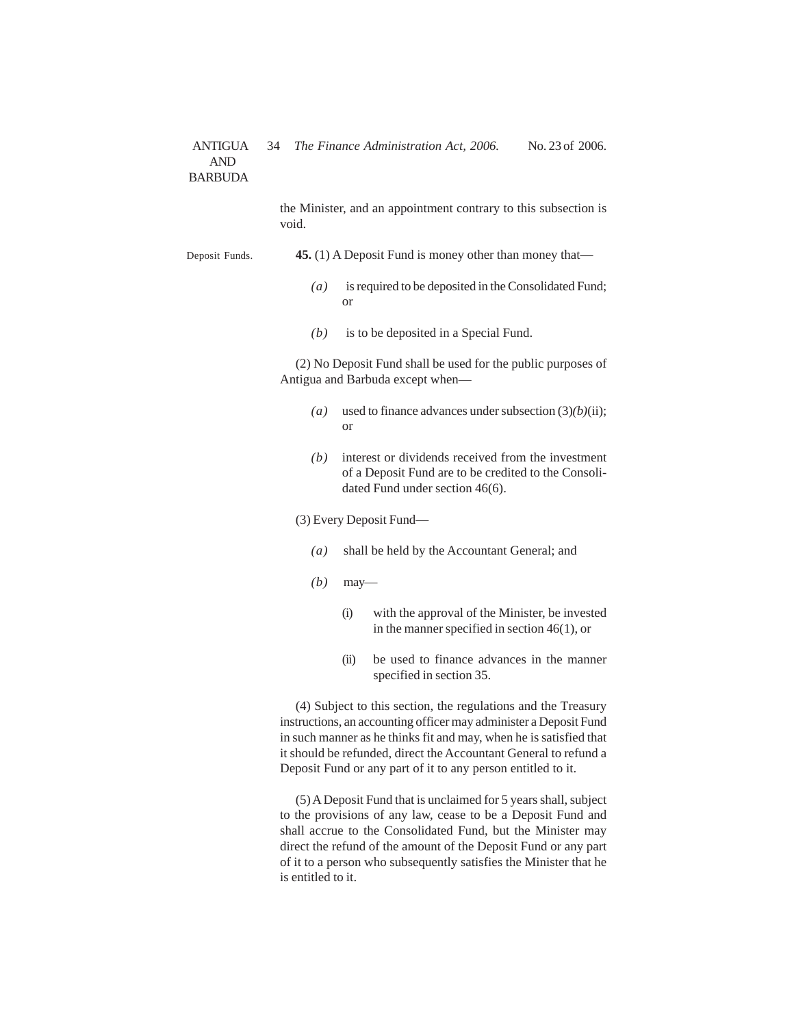the Minister, and an appointment contrary to this subsection is void.

Deposit Funds.

**45.** (1) A Deposit Fund is money other than money that—

*(a)* is required to be deposited in the Consolidated Fund; or

*(b)* is to be deposited in a Special Fund.

(2) No Deposit Fund shall be used for the public purposes of Antigua and Barbuda except when—

*(a)* used to finance advances under subsection (3)*(b)*(ii); or

*(b)* interest or dividends received from the investment of a Deposit Fund are to be credited to the Consolidated Fund under section 46(6).

(3) Every Deposit Fund—

*(a)* shall be held by the Accountant General; and

*(b)* may—

(i) with the approval of the Minister, be invested in the manner specified in section 46(1), or

(ii) be used to finance advances in the manner specified in section 35.

(4) Subject to this section, the regulations and the Treasury instructions, an accounting officer may administer a Deposit Fund in such manner as he thinks fit and may, when he is satisfied that it should be refunded, direct the Accountant General to refund a Deposit Fund or any part of it to any person entitled to it.

(5) A Deposit Fund that is unclaimed for 5 years shall, subject to the provisions of any law, cease to be a Deposit Fund and shall accrue to the Consolidated Fund, but the Minister may direct the refund of the amount of the Deposit Fund or any part of it to a person who subsequently satisfies the Minister that he is entitled to it.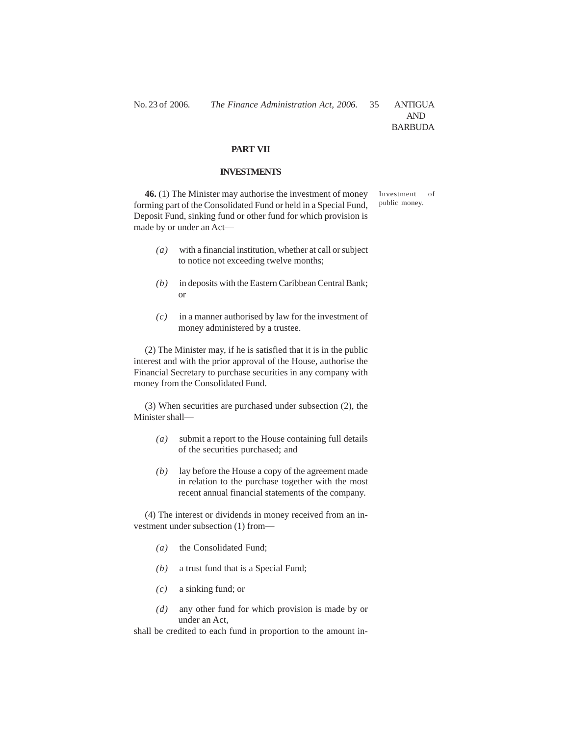## PART VII

## INVESTMENTS

Investment of public money.

**46.** (1) The Minister may authorise the investment of money forming part of the Consolidated Fund or held in a Special Fund, Deposit Fund, sinking fund or other fund for which provision is made by or under an Act—

*(a)* with a financial institution, whether at call or subject to notice not exceeding twelve months;

*(b)* in deposits with the Eastern Caribbean Central Bank; or

*(c)* in a manner authorised by law for the investment of money administered by a trustee.

(2) The Minister may, if he is satisfied that it is in the public interest and with the prior approval of the House, authorise the Financial Secretary to purchase securities in any company with money from the Consolidated Fund.

(3) When securities are purchased under subsection (2), the Minister shall—

*(a)* submit a report to the House containing full details of the securities purchased; and

*(b)* lay before the House a copy of the agreement made in relation to the purchase together with the most recent annual financial statements of the company.

(4) The interest or dividends in money received from an investment under subsection (1) from—

*(a)* the Consolidated Fund;

*(b)* a trust fund that is a Special Fund;

*(c)* a sinking fund; or

*(d)* any other fund for which provision is made by or under an Act,

shall be credited to each fund in proportion to the amount in-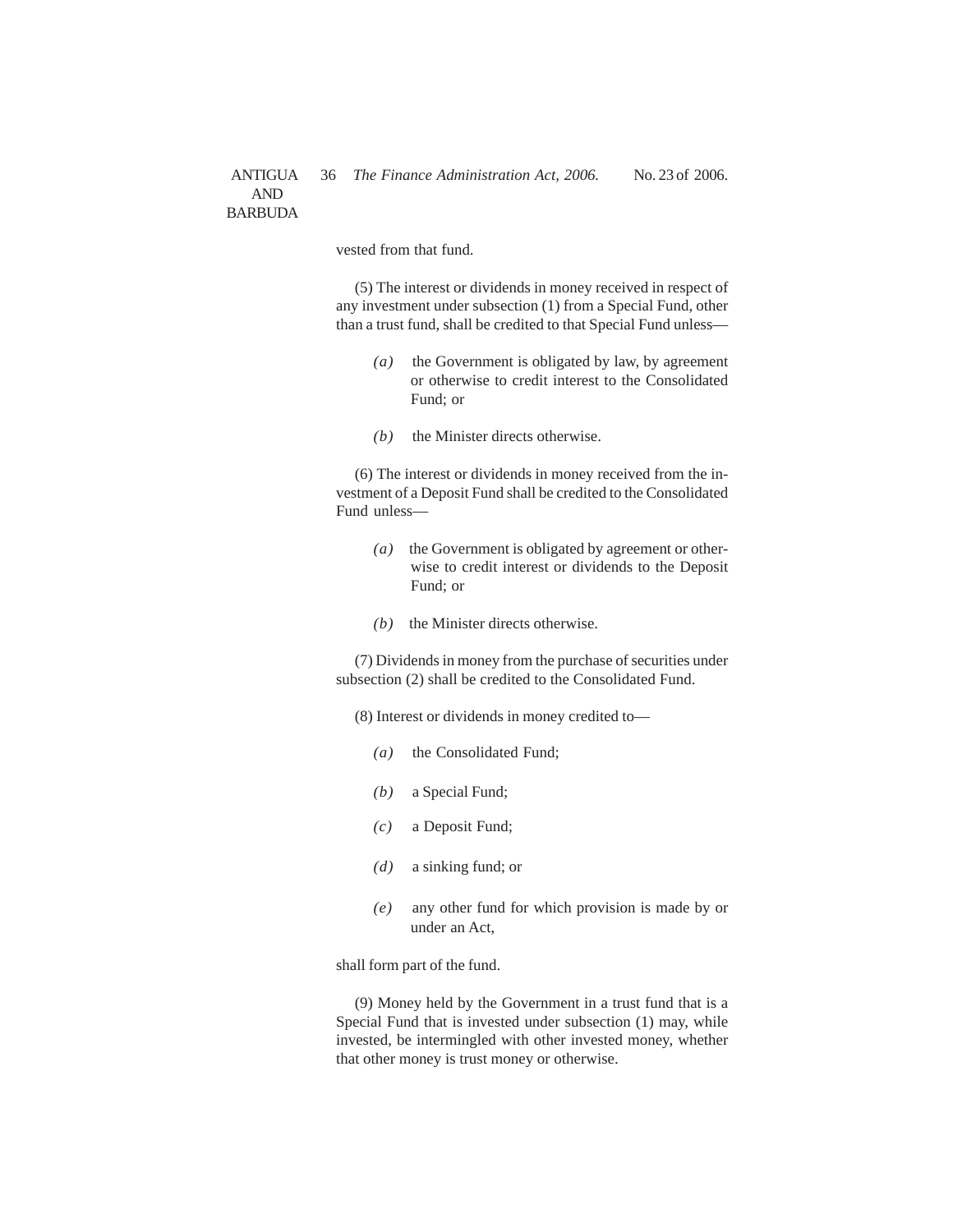vested from that fund.

(5) The interest or dividends in money received in respect of any investment under subsection (1) from a Special Fund, other than a trust fund, shall be credited to that Special Fund unless—

*(a)* the Government is obligated by law, by agreement or otherwise to credit interest to the Consolidated Fund; or

*(b)* the Minister directs otherwise.

(6) The interest or dividends in money received from the investment of a Deposit Fund shall be credited to the Consolidated Fund unless—

*(a)* the Government is obligated by agreement or otherwise to credit interest or dividends to the Deposit Fund; or

*(b)* the Minister directs otherwise.

(7) Dividends in money from the purchase of securities under subsection (2) shall be credited to the Consolidated Fund.

(8) Interest or dividends in money credited to—

*(a)* the Consolidated Fund;

*(b)* a Special Fund;

*(c)* a Deposit Fund;

*(d)* a sinking fund; or

*(e)* any other fund for which provision is made by or under an Act,

shall form part of the fund.

(9) Money held by the Government in a trust fund that is a Special Fund that is invested under subsection (1) may, while invested, be intermingled with other invested money, whether that other money is trust money or otherwise.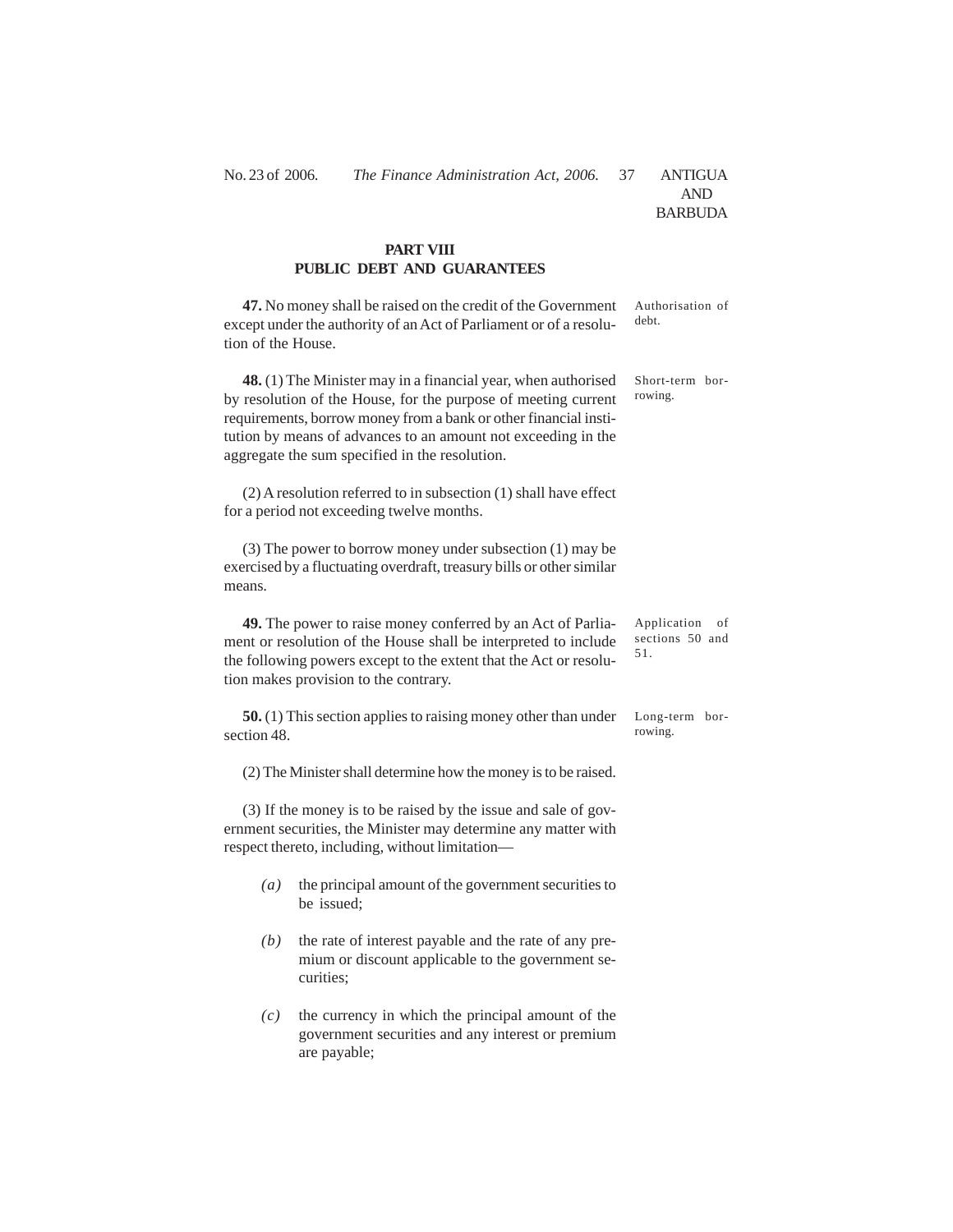## PART VIII
## PUBLIC DEBT AND GUARANTEES

*Authorisation of debt.*

**47.** No money shall be raised on the credit of the Government except under the authority of an Act of Parliament or of a resolution of the House.

*Short-term borrowing.*

**48.** (1) The Minister may in a financial year, when authorised by resolution of the House, for the purpose of meeting current requirements, borrow money from a bank or other financial institution by means of advances to an amount not exceeding in the aggregate the sum specified in the resolution.

(2) A resolution referred to in subsection (1) shall have effect for a period not exceeding twelve months.

(3) The power to borrow money under subsection (1) may be exercised by a fluctuating overdraft, treasury bills or other similar means.

*Application of sections 50 and 51.*

**49.** The power to raise money conferred by an Act of Parliament or resolution of the House shall be interpreted to include the following powers except to the extent that the Act or resolution makes provision to the contrary.

*Long-term borrowing.*

**50.** (1) This section applies to raising money other than under section 48.

(2) The Minister shall determine how the money is to be raised.

(3) If the money is to be raised by the issue and sale of government securities, the Minister may determine any matter with respect thereto, including, without limitation—

*(a)* the principal amount of the government securities to be issued;

*(b)* the rate of interest payable and the rate of any premium or discount applicable to the government securities;

*(c)* the currency in which the principal amount of the government securities and any interest or premium are payable;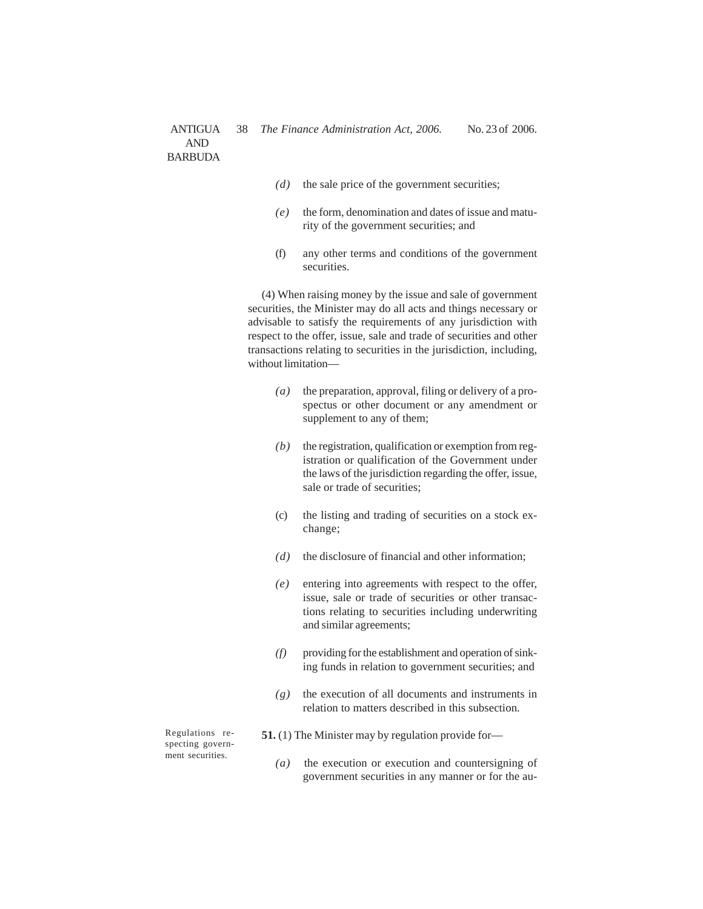*(d)* the sale price of the government securities;

*(e)* the form, denomination and dates of issue and maturity of the government securities; and

(f) any other terms and conditions of the government securities.

(4) When raising money by the issue and sale of government securities, the Minister may do all acts and things necessary or advisable to satisfy the requirements of any jurisdiction with respect to the offer, issue, sale and trade of securities and other transactions relating to securities in the jurisdiction, including, without limitation—

*(a)* the preparation, approval, filing or delivery of a prospectus or other document or any amendment or supplement to any of them;

*(b)* the registration, qualification or exemption from registration or qualification of the Government under the laws of the jurisdiction regarding the offer, issue, sale or trade of securities;

(c) the listing and trading of securities on a stock exchange;

*(d)* the disclosure of financial and other information;

*(e)* entering into agreements with respect to the offer, issue, sale or trade of securities or other transactions relating to securities including underwriting and similar agreements;

*(f)* providing for the establishment and operation of sinking funds in relation to government securities; and

*(g)* the execution of all documents and instruments in relation to matters described in this subsection.

Regulations respecting government securities.

**51.** (1) The Minister may by regulation provide for—

*(a)* the execution or execution and countersigning of government securities in any manner or for the au-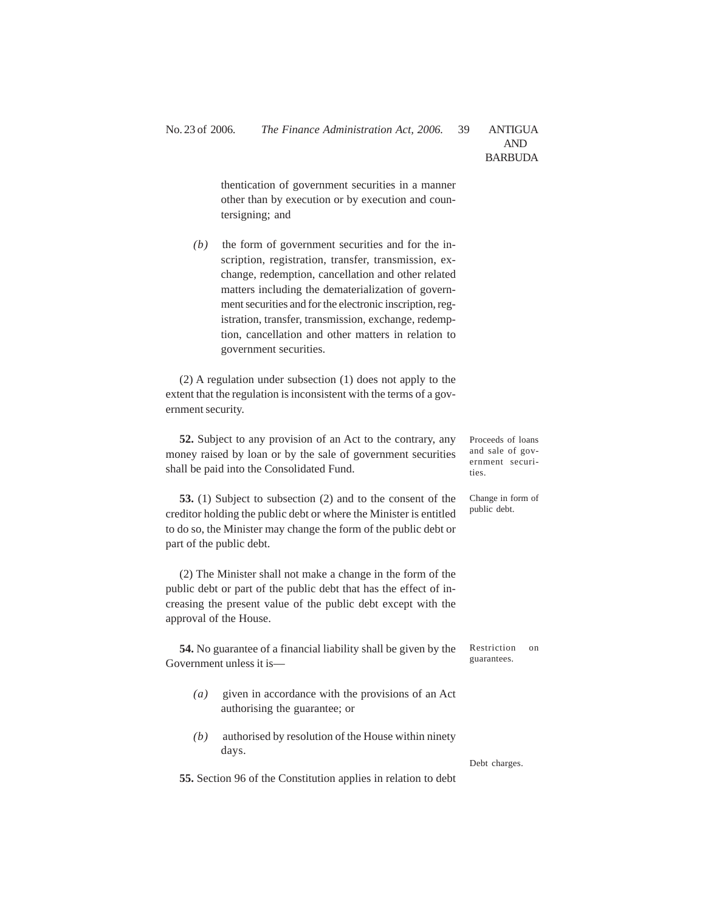thentication of government securities in a manner other than by execution or by execution and countersigning; and

*(b)* the form of government securities and for the inscription, registration, transfer, transmission, exchange, redemption, cancellation and other related matters including the dematerialization of government securities and for the electronic inscription, registration, transfer, transmission, exchange, redemption, cancellation and other matters in relation to government securities.

(2) A regulation under subsection (1) does not apply to the extent that the regulation is inconsistent with the terms of a government security.

Proceeds of loans and sale of government securities.

**52.** Subject to any provision of an Act to the contrary, any money raised by loan or by the sale of government securities shall be paid into the Consolidated Fund.

Change in form of public debt.

**53.** (1) Subject to subsection (2) and to the consent of the creditor holding the public debt or where the Minister is entitled to do so, the Minister may change the form of the public debt or part of the public debt.

(2) The Minister shall not make a change in the form of the public debt or part of the public debt that has the effect of increasing the present value of the public debt except with the approval of the House.

Restriction on guarantees.

**54.** No guarantee of a financial liability shall be given by the Government unless it is—

*(a)* given in accordance with the provisions of an Act authorising the guarantee; or

*(b)* authorised by resolution of the House within ninety days.

Debt charges.

**55.** Section 96 of the Constitution applies in relation to debt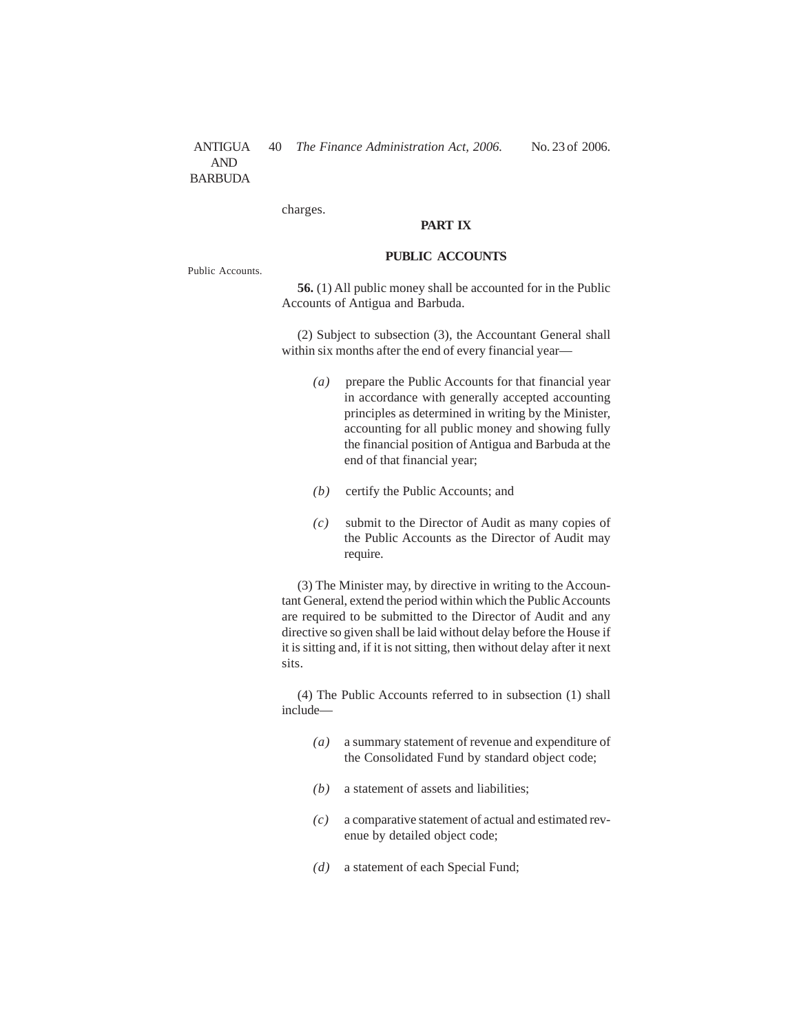charges.

## PART IX

## PUBLIC ACCOUNTS

Public Accounts.

**56.** (1) All public money shall be accounted for in the Public Accounts of Antigua and Barbuda.

(2) Subject to subsection (3), the Accountant General shall within six months after the end of every financial year—

*(a)* prepare the Public Accounts for that financial year in accordance with generally accepted accounting principles as determined in writing by the Minister, accounting for all public money and showing fully the financial position of Antigua and Barbuda at the end of that financial year;

*(b)* certify the Public Accounts; and

*(c)* submit to the Director of Audit as many copies of the Public Accounts as the Director of Audit may require.

(3) The Minister may, by directive in writing to the Accountant General, extend the period within which the Public Accounts are required to be submitted to the Director of Audit and any directive so given shall be laid without delay before the House if it is sitting and, if it is not sitting, then without delay after it next sits.

(4) The Public Accounts referred to in subsection (1) shall include—

*(a)* a summary statement of revenue and expenditure of the Consolidated Fund by standard object code;

*(b)* a statement of assets and liabilities;

*(c)* a comparative statement of actual and estimated revenue by detailed object code;

*(d)* a statement of each Special Fund;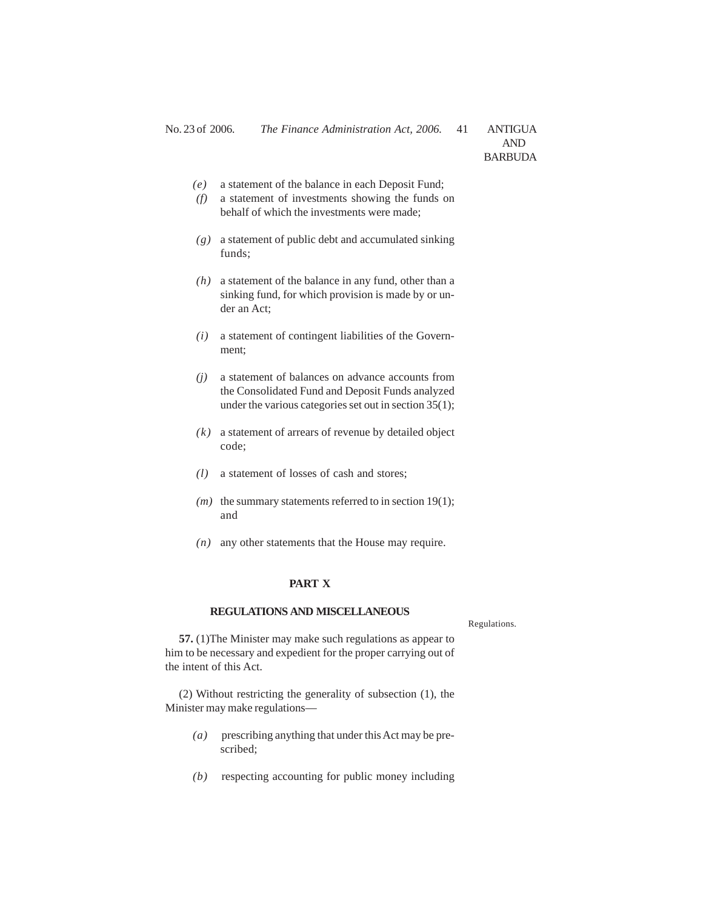*(e)* a statement of the balance in each Deposit Fund;

*(f)* a statement of investments showing the funds on behalf of which the investments were made;

*(g)* a statement of public debt and accumulated sinking funds;

*(h)* a statement of the balance in any fund, other than a sinking fund, for which provision is made by or under an Act;

*(i)* a statement of contingent liabilities of the Government;

*(j)* a statement of balances on advance accounts from the Consolidated Fund and Deposit Funds analyzed under the various categories set out in section 35(1);

*(k)* a statement of arrears of revenue by detailed object code;

*(l)* a statement of losses of cash and stores;

*(m)* the summary statements referred to in section 19(1); and

*(n)* any other statements that the House may require.

## PART X

### REGULATIONS AND MISCELLANEOUS

Regulations.

**57.** (1)The Minister may make such regulations as appear to him to be necessary and expedient for the proper carrying out of the intent of this Act.

(2) Without restricting the generality of subsection (1), the Minister may make regulations—

*(a)* prescribing anything that under this Act may be prescribed;

*(b)* respecting accounting for public money including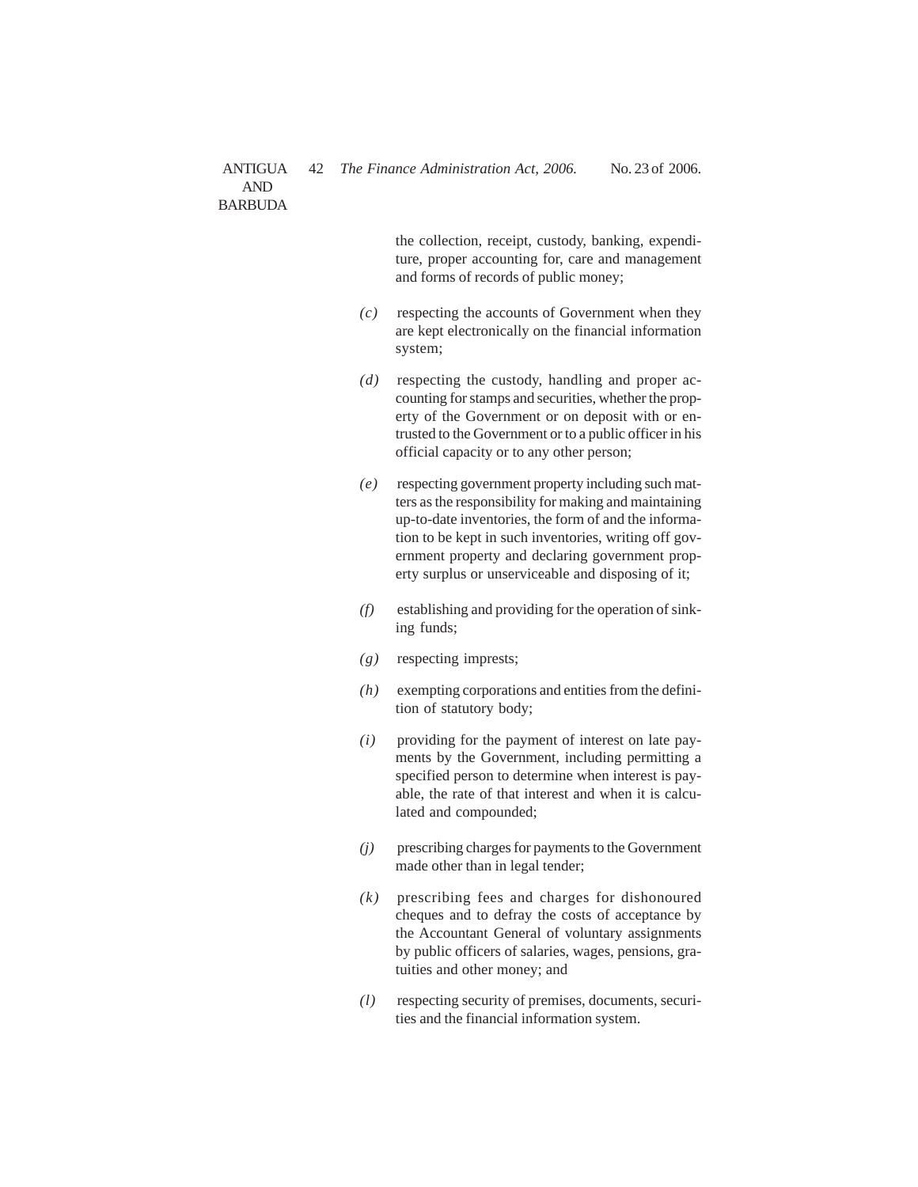the collection, receipt, custody, banking, expenditure, proper accounting for, care and management and forms of records of public money;

*(c)* respecting the accounts of Government when they are kept electronically on the financial information system;

*(d)* respecting the custody, handling and proper accounting for stamps and securities, whether the property of the Government or on deposit with or entrusted to the Government or to a public officer in his official capacity or to any other person;

*(e)* respecting government property including such matters as the responsibility for making and maintaining up-to-date inventories, the form of and the information to be kept in such inventories, writing off government property and declaring government property surplus or unserviceable and disposing of it;

*(f)* establishing and providing for the operation of sinking funds;

*(g)* respecting imprests;

*(h)* exempting corporations and entities from the definition of statutory body;

*(i)* providing for the payment of interest on late payments by the Government, including permitting a specified person to determine when interest is payable, the rate of that interest and when it is calculated and compounded;

*(j)* prescribing charges for payments to the Government made other than in legal tender;

*(k)* prescribing fees and charges for dishonoured cheques and to defray the costs of acceptance by the Accountant General of voluntary assignments by public officers of salaries, wages, pensions, gratuities and other money; and

*(l)* respecting security of premises, documents, securities and the financial information system.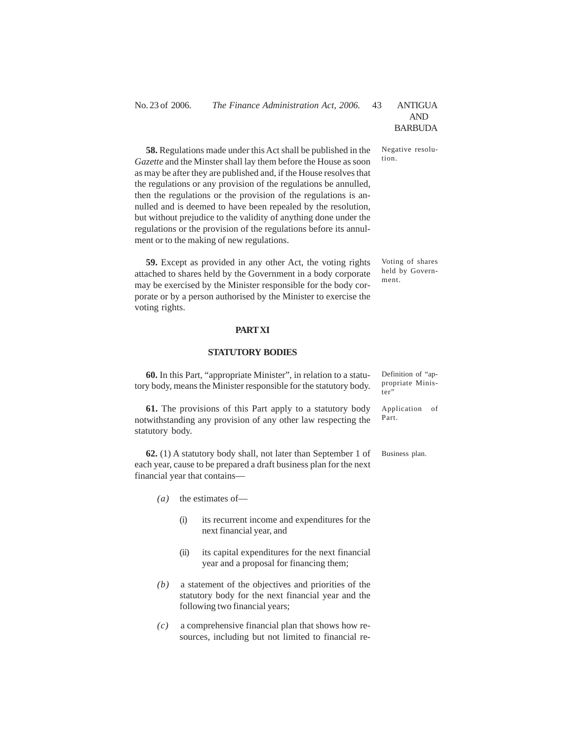**58.** Regulations made under this Act shall be published in the *Gazette* and the Minster shall lay them before the House as soon as may be after they are published and, if the House resolves that the regulations or any provision of the regulations be annulled, then the regulations or the provision of the regulations is annulled and is deemed to have been repealed by the resolution, but without prejudice to the validity of anything done under the regulations or the provision of the regulations before its annulment or to the making of new regulations.

Negative resolution.

**59.** Except as provided in any other Act, the voting rights attached to shares held by the Government in a body corporate may be exercised by the Minister responsible for the body corporate or by a person authorised by the Minister to exercise the voting rights.

Voting of shares held by Government.

## PART XI

## STATUTORY BODIES

**60.** In this Part, "appropriate Minister", in relation to a statutory body, means the Minister responsible for the statutory body.

Definition of "appropriate Minister"

**61.** The provisions of this Part apply to a statutory body notwithstanding any provision of any other law respecting the statutory body.

Application of Part.

**62.** (1) A statutory body shall, not later than September 1 of each year, cause to be prepared a draft business plan for the next financial year that contains—

Business plan.

*(a)* the estimates of—

(i) its recurrent income and expenditures for the next financial year, and

(ii) its capital expenditures for the next financial year and a proposal for financing them;

*(b)* a statement of the objectives and priorities of the statutory body for the next financial year and the following two financial years;

*(c)* a comprehensive financial plan that shows how resources, including but not limited to financial re-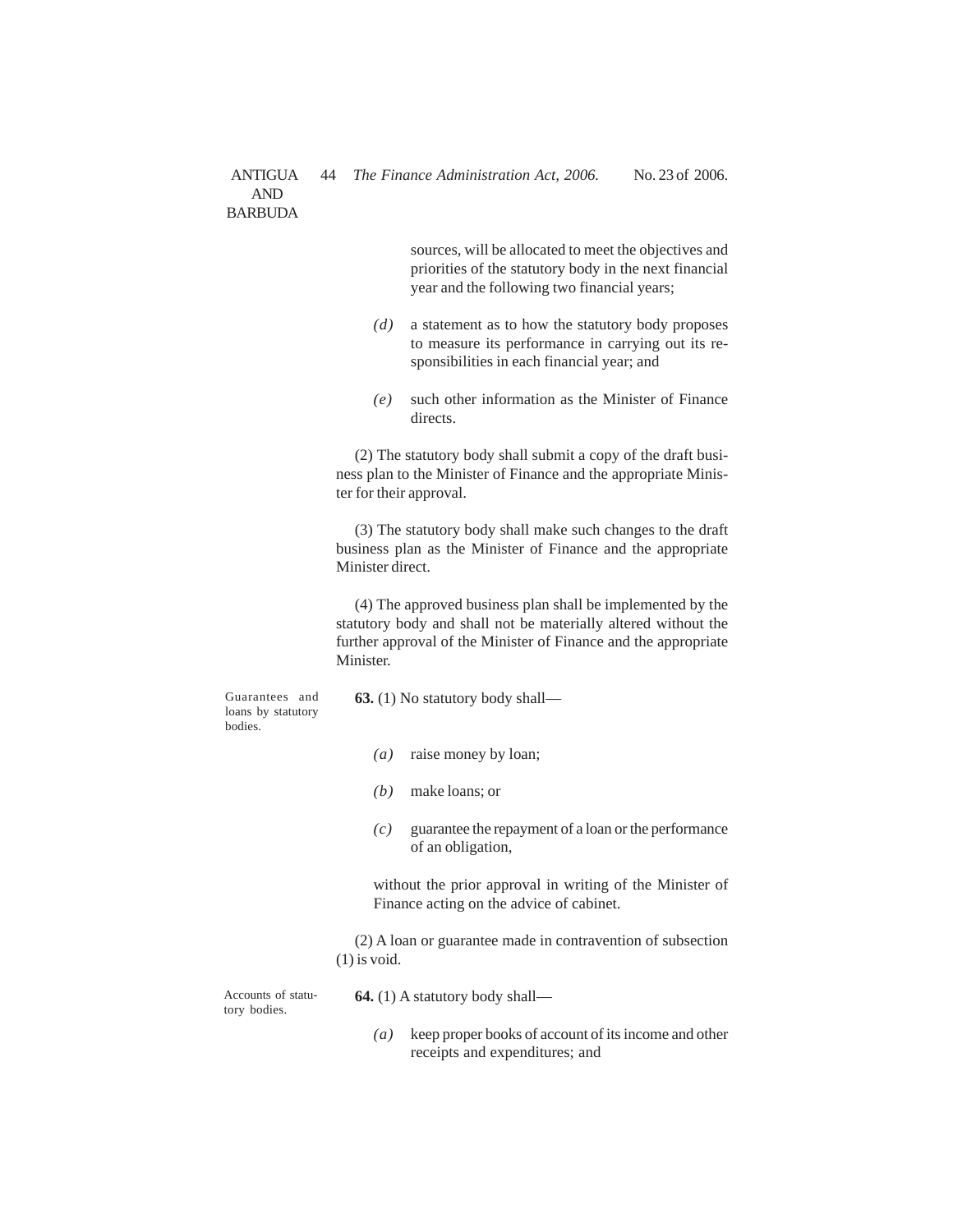sources, will be allocated to meet the objectives and priorities of the statutory body in the next financial year and the following two financial years;

*(d)* a statement as to how the statutory body proposes to measure its performance in carrying out its responsibilities in each financial year; and

*(e)* such other information as the Minister of Finance directs.

(2) The statutory body shall submit a copy of the draft business plan to the Minister of Finance and the appropriate Minister for their approval.

(3) The statutory body shall make such changes to the draft business plan as the Minister of Finance and the appropriate Minister direct.

(4) The approved business plan shall be implemented by the statutory body and shall not be materially altered without the further approval of the Minister of Finance and the appropriate Minister.

Guarantees and loans by statutory bodies.

**63.** (1) No statutory body shall—

*(a)* raise money by loan;

*(b)* make loans; or

*(c)* guarantee the repayment of a loan or the performance of an obligation,

without the prior approval in writing of the Minister of Finance acting on the advice of cabinet.

(2) A loan or guarantee made in contravention of subsection (1) is void.

Accounts of statutory bodies.

**64.** (1) A statutory body shall—

*(a)* keep proper books of account of its income and other receipts and expenditures; and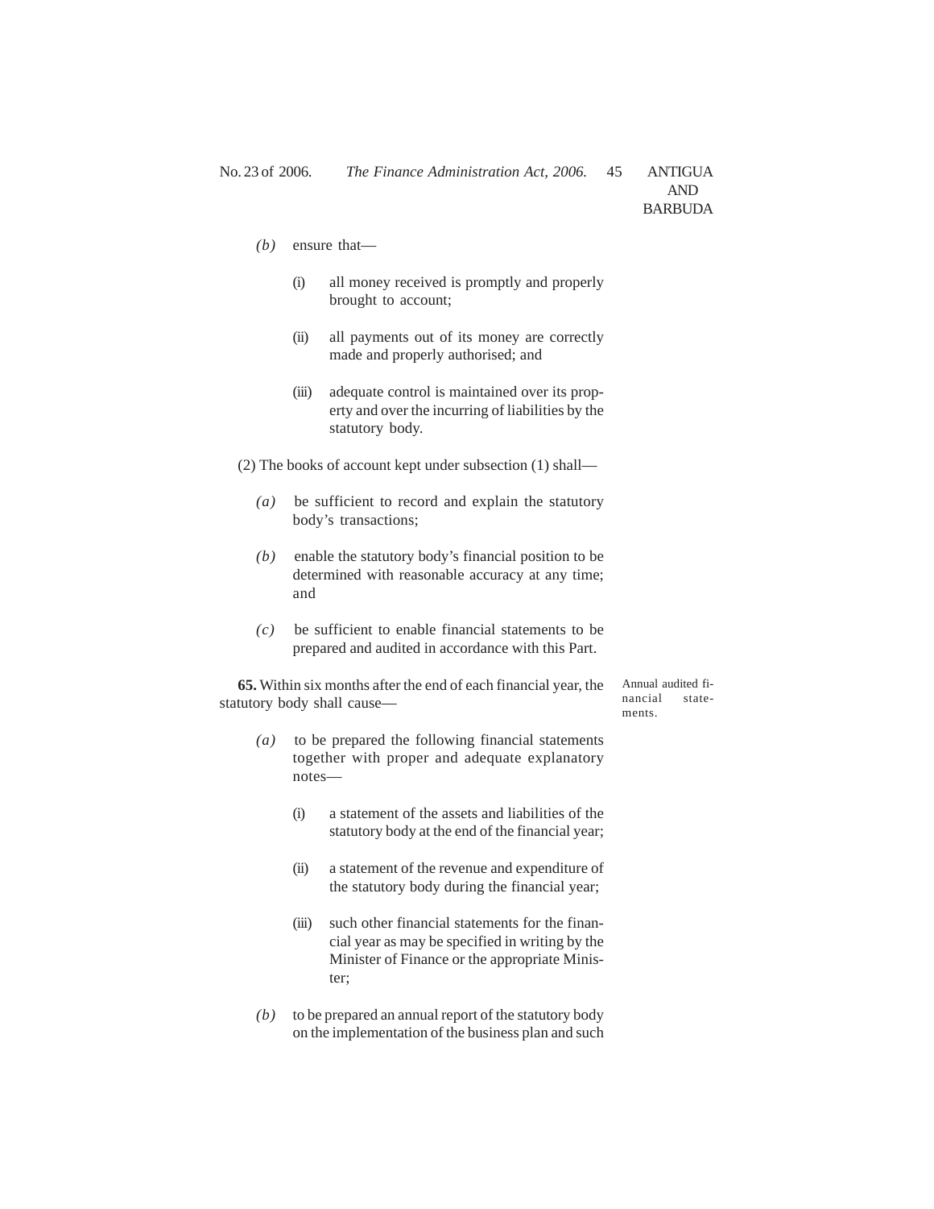*(b)* ensure that—

(i) all money received is promptly and properly brought to account;

(ii) all payments out of its money are correctly made and properly authorised; and

(iii) adequate control is maintained over its property and over the incurring of liabilities by the statutory body.

(2) The books of account kept under subsection (1) shall—

*(a)* be sufficient to record and explain the statutory body's transactions;

*(b)* enable the statutory body's financial position to be determined with reasonable accuracy at any time; and

*(c)* be sufficient to enable financial statements to be prepared and audited in accordance with this Part.

Annual audited financial statements.

**65.** Within six months after the end of each financial year, the statutory body shall cause—

*(a)* to be prepared the following financial statements together with proper and adequate explanatory notes—

(i) a statement of the assets and liabilities of the statutory body at the end of the financial year;

(ii) a statement of the revenue and expenditure of the statutory body during the financial year;

(iii) such other financial statements for the financial year as may be specified in writing by the Minister of Finance or the appropriate Minister;

*(b)* to be prepared an annual report of the statutory body on the implementation of the business plan and such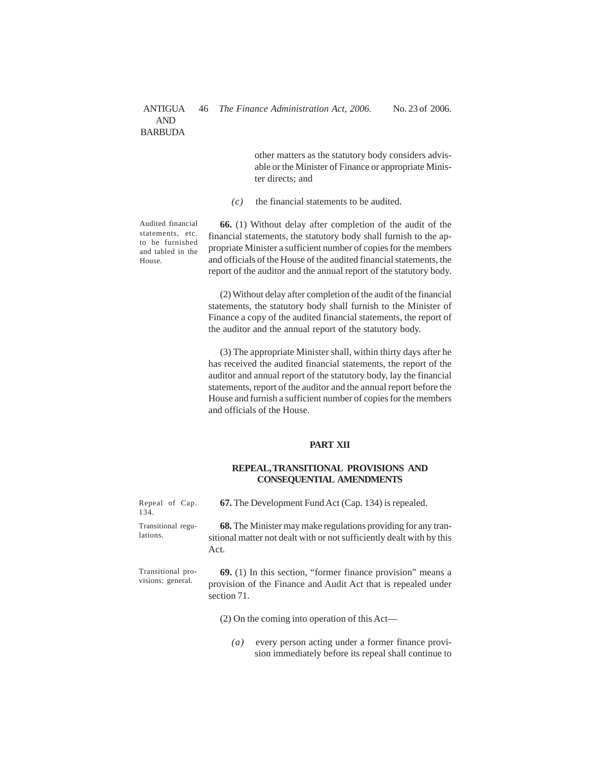other matters as the statutory body considers advisable or the Minister of Finance or appropriate Minister directs; and

*(c)* the financial statements to be audited.

Audited financial statements, etc. to be furnished and tabled in the House.

**66.** (1) Without delay after completion of the audit of the financial statements, the statutory body shall furnish to the appropriate Minister a sufficient number of copies for the members and officials of the House of the audited financial statements, the report of the auditor and the annual report of the statutory body.

(2) Without delay after completion of the audit of the financial statements, the statutory body shall furnish to the Minister of Finance a copy of the audited financial statements, the report of the auditor and the annual report of the statutory body.

(3) The appropriate Minister shall, within thirty days after he has received the audited financial statements, the report of the auditor and annual report of the statutory body, lay the financial statements, report of the auditor and the annual report before the House and furnish a sufficient number of copies for the members and officials of the House.

## PART XII

## REPEAL, TRANSITIONAL PROVISIONS AND CONSEQUENTIAL AMENDMENTS

Repeal of Cap. 134.

**67.** The Development Fund Act (Cap. 134) is repealed.

Transitional regulations.

**68.** The Minister may make regulations providing for any transitional matter not dealt with or not sufficiently dealt with by this Act.

Transitional provisions: general.

**69.** (1) In this section, "former finance provision" means a provision of the Finance and Audit Act that is repealed under section 71.

(2) On the coming into operation of this Act—

*(a)* every person acting under a former finance provision immediately before its repeal shall continue to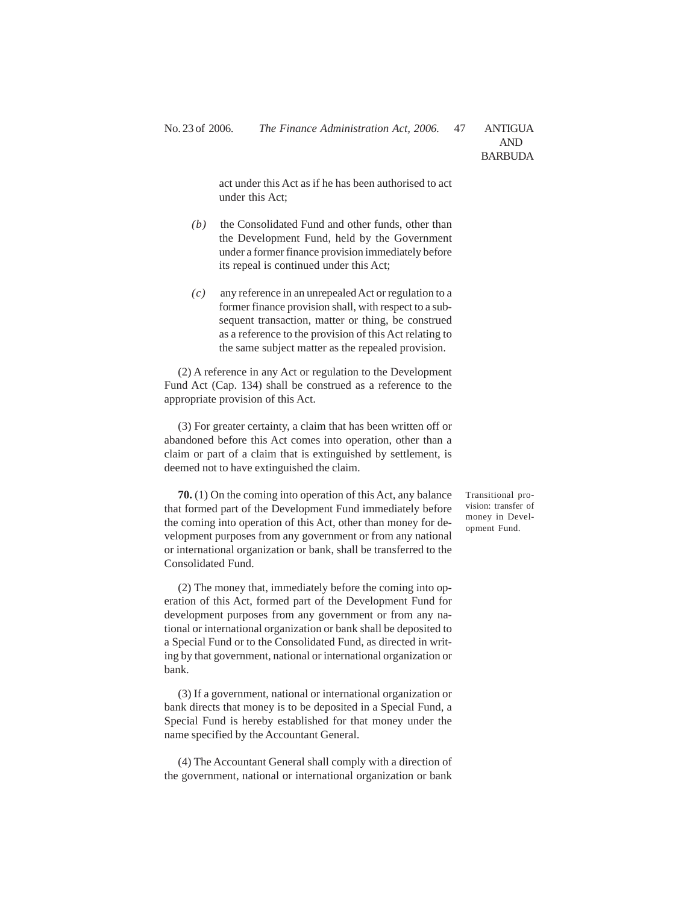act under this Act as if he has been authorised to act under this Act;

*(b)* the Consolidated Fund and other funds, other than the Development Fund, held by the Government under a former finance provision immediately before its repeal is continued under this Act;

*(c)* any reference in an unrepealed Act or regulation to a former finance provision shall, with respect to a subsequent transaction, matter or thing, be construed as a reference to the provision of this Act relating to the same subject matter as the repealed provision.

(2) A reference in any Act or regulation to the Development Fund Act (Cap. 134) shall be construed as a reference to the appropriate provision of this Act.

(3) For greater certainty, a claim that has been written off or abandoned before this Act comes into operation, other than a claim or part of a claim that is extinguished by settlement, is deemed not to have extinguished the claim.

Transitional provision: transfer of money in Development Fund.

**70.** (1) On the coming into operation of this Act, any balance that formed part of the Development Fund immediately before the coming into operation of this Act, other than money for development purposes from any government or from any national or international organization or bank, shall be transferred to the Consolidated Fund.

(2) The money that, immediately before the coming into operation of this Act, formed part of the Development Fund for development purposes from any government or from any national or international organization or bank shall be deposited to a Special Fund or to the Consolidated Fund, as directed in writing by that government, national or international organization or bank.

(3) If a government, national or international organization or bank directs that money is to be deposited in a Special Fund, a Special Fund is hereby established for that money under the name specified by the Accountant General.

(4) The Accountant General shall comply with a direction of the government, national or international organization or bank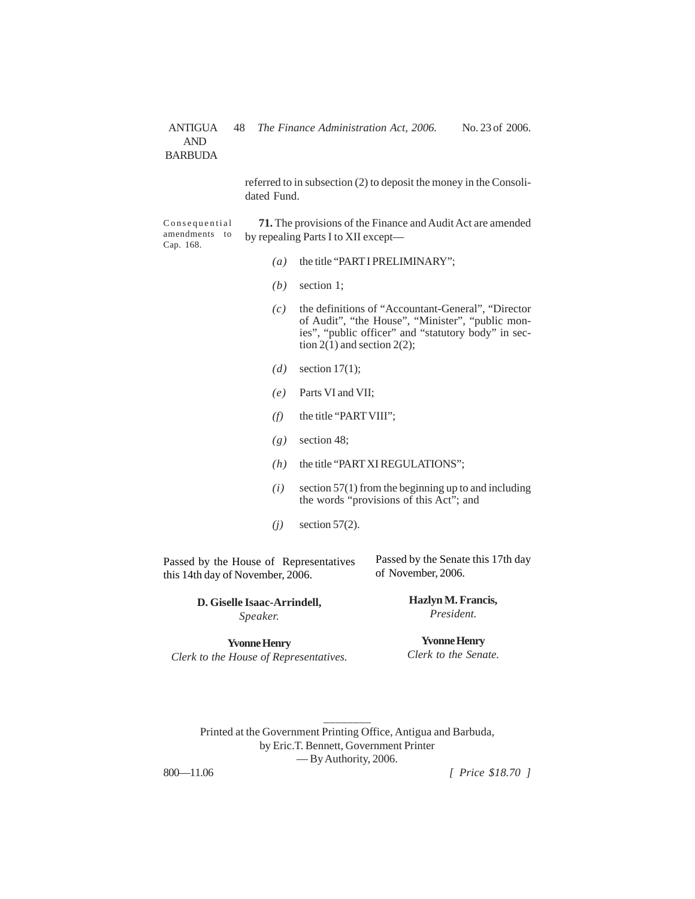referred to in subsection (2) to deposit the money in the Consolidated Fund.

Consequential amendments to Cap. 168.

**71.** The provisions of the Finance and Audit Act are amended by repealing Parts I to XII except—

*(a)* the title "PART I PRELIMINARY";

*(b)* section 1;

*(c)* the definitions of "Accountant-General", "Director of Audit", "the House", "Minister", "public monies", "public officer" and "statutory body" in section 2(1) and section 2(2);

*(d)* section 17(1);

*(e)* Parts VI and VII;

*(f)* the title "PART VIII";

*(g)* section 48;

*(h)* the title "PART XI REGULATIONS";

*(i)* section 57(1) from the beginning up to and including the words "provisions of this Act"; and

*(j)* section 57(2).

Passed by the House of Representatives this 14th day of November, 2006.

**D. Giselle Isaac-Arrindell,**
*Speaker.*

**Yvonne Henry**
*Clerk to the House of Representatives.*

Passed by the Senate this 17th day of November, 2006.

**Hazlyn M. Francis,**
*President.*

**Yvonne Henry**
*Clerk to the Senate.*

Printed at the Government Printing Office, Antigua and Barbuda,
by Eric.T. Bennett, Government Printer
— By Authority, 2006.

800—11.06

*[ Price $18.70 ]*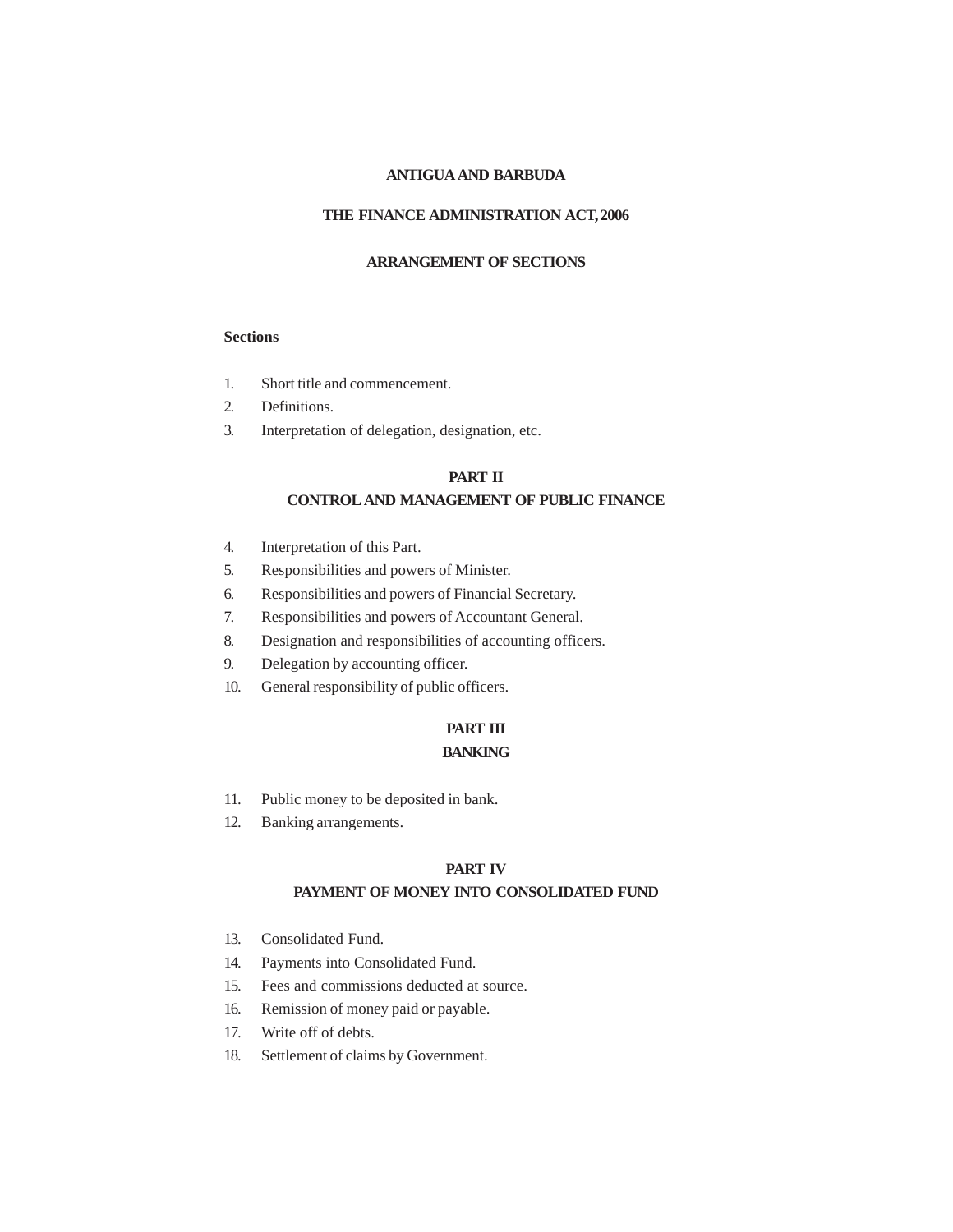**ANTIGUA AND BARBUDA**

**THE FINANCE ADMINISTRATION ACT, 2006**

**ARRANGEMENT OF SECTIONS**

**Sections**

1. Short title and commencement.
2. Definitions.
3. Interpretation of delegation, designation, etc.

**PART II**
**CONTROL AND MANAGEMENT OF PUBLIC FINANCE**

4. Interpretation of this Part.
5. Responsibilities and powers of Minister.
6. Responsibilities and powers of Financial Secretary.
7. Responsibilities and powers of Accountant General.
8. Designation and responsibilities of accounting officers.
9. Delegation by accounting officer.
10. General responsibility of public officers.

**PART III**
**BANKING**

11. Public money to be deposited in bank.
12. Banking arrangements.

**PART IV**
**PAYMENT OF MONEY INTO CONSOLIDATED FUND**

13. Consolidated Fund.
14. Payments into Consolidated Fund.
15. Fees and commissions deducted at source.
16. Remission of money paid or payable.
17. Write off of debts.
18. Settlement of claims by Government.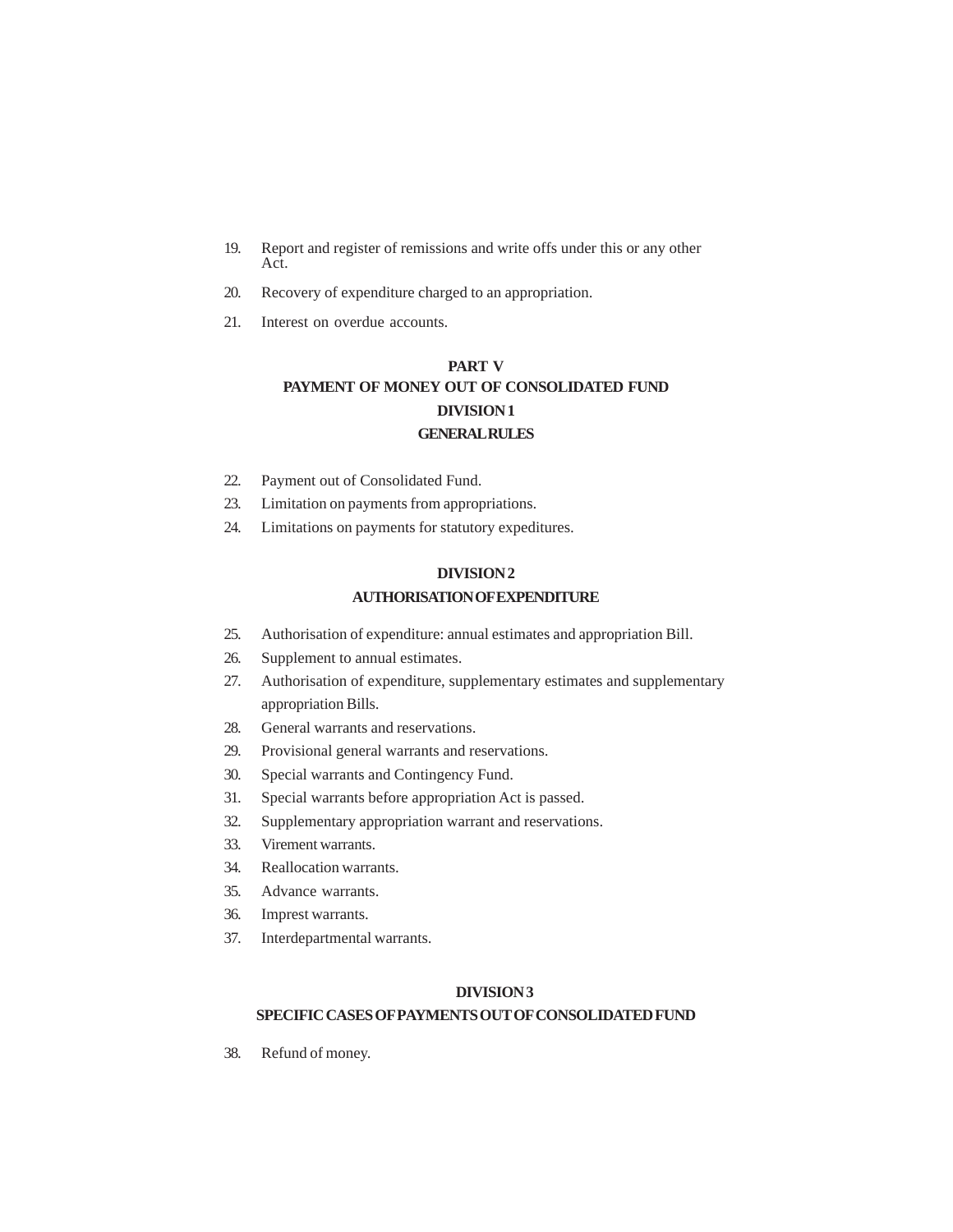19. Report and register of remissions and write offs under this or any other Act.
20. Recovery of expenditure charged to an appropriation.
21. Interest on overdue accounts.

## PART V
## PAYMENT OF MONEY OUT OF CONSOLIDATED FUND
### DIVISION 1
### GENERAL RULES

22. Payment out of Consolidated Fund.
23. Limitation on payments from appropriations.
24. Limitations on payments for statutory expeditures.

### DIVISION 2
### AUTHORISATION OF EXPENDITURE

25. Authorisation of expenditure: annual estimates and appropriation Bill.
26. Supplement to annual estimates.
27. Authorisation of expenditure, supplementary estimates and supplementary appropriation Bills.
28. General warrants and reservations.
29. Provisional general warrants and reservations.
30. Special warrants and Contingency Fund.
31. Special warrants before appropriation Act is passed.
32. Supplementary appropriation warrant and reservations.
33. Virement warrants.
34. Reallocation warrants.
35. Advance warrants.
36. Imprest warrants.
37. Interdepartmental warrants.

### DIVISION 3
### SPECIFIC CASES OF PAYMENTS OUT OF CONSOLIDATED FUND

38. Refund of money.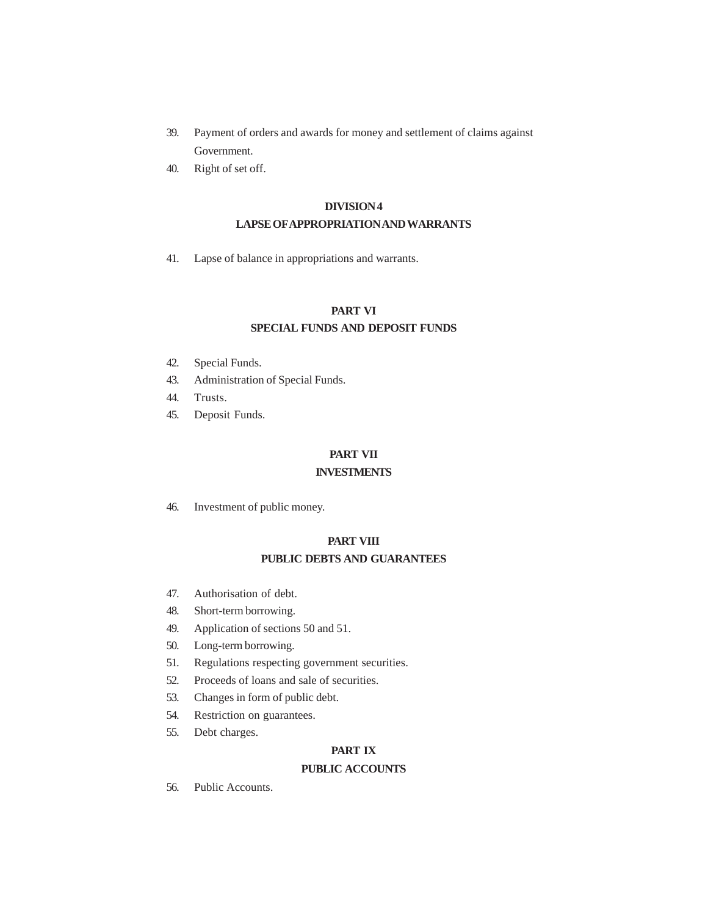39. Payment of orders and awards for money and settlement of claims against Government.
40. Right of set off.

**DIVISION 4**

**LAPSE OF APPROPRIATION AND WARRANTS**

41. Lapse of balance in appropriations and warrants.

**PART VI**

**SPECIAL FUNDS AND DEPOSIT FUNDS**

42. Special Funds.
43. Administration of Special Funds.
44. Trusts.
45. Deposit Funds.

**PART VII**

**INVESTMENTS**

46. Investment of public money.

**PART VIII**

**PUBLIC DEBTS AND GUARANTEES**

47. Authorisation of debt.
48. Short-term borrowing.
49. Application of sections 50 and 51.
50. Long-term borrowing.
51. Regulations respecting government securities.
52. Proceeds of loans and sale of securities.
53. Changes in form of public debt.
54. Restriction on guarantees.
55. Debt charges.

**PART IX**

**PUBLIC ACCOUNTS**

56. Public Accounts.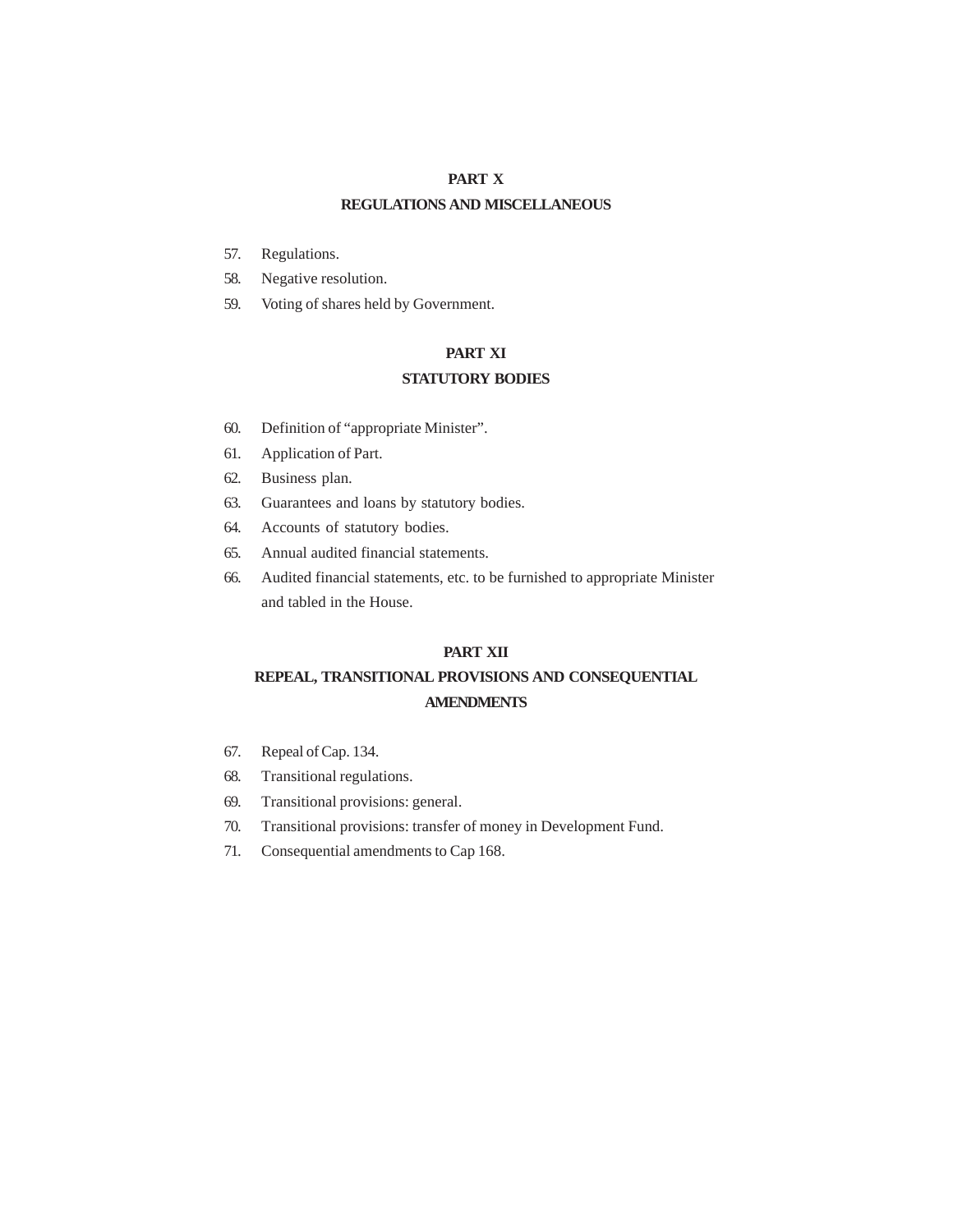## PART X

## REGULATIONS AND MISCELLANEOUS

57. Regulations.
58. Negative resolution.
59. Voting of shares held by Government.

## PART XI

## STATUTORY BODIES

60. Definition of "appropriate Minister".
61. Application of Part.
62. Business plan.
63. Guarantees and loans by statutory bodies.
64. Accounts of statutory bodies.
65. Annual audited financial statements.
66. Audited financial statements, etc. to be furnished to appropriate Minister and tabled in the House.

## PART XII

## REPEAL, TRANSITIONAL PROVISIONS AND CONSEQUENTIAL AMENDMENTS

67. Repeal of Cap. 134.
68. Transitional regulations.
69. Transitional provisions: general.
70. Transitional provisions: transfer of money in Development Fund.
71. Consequential amendments to Cap 168.